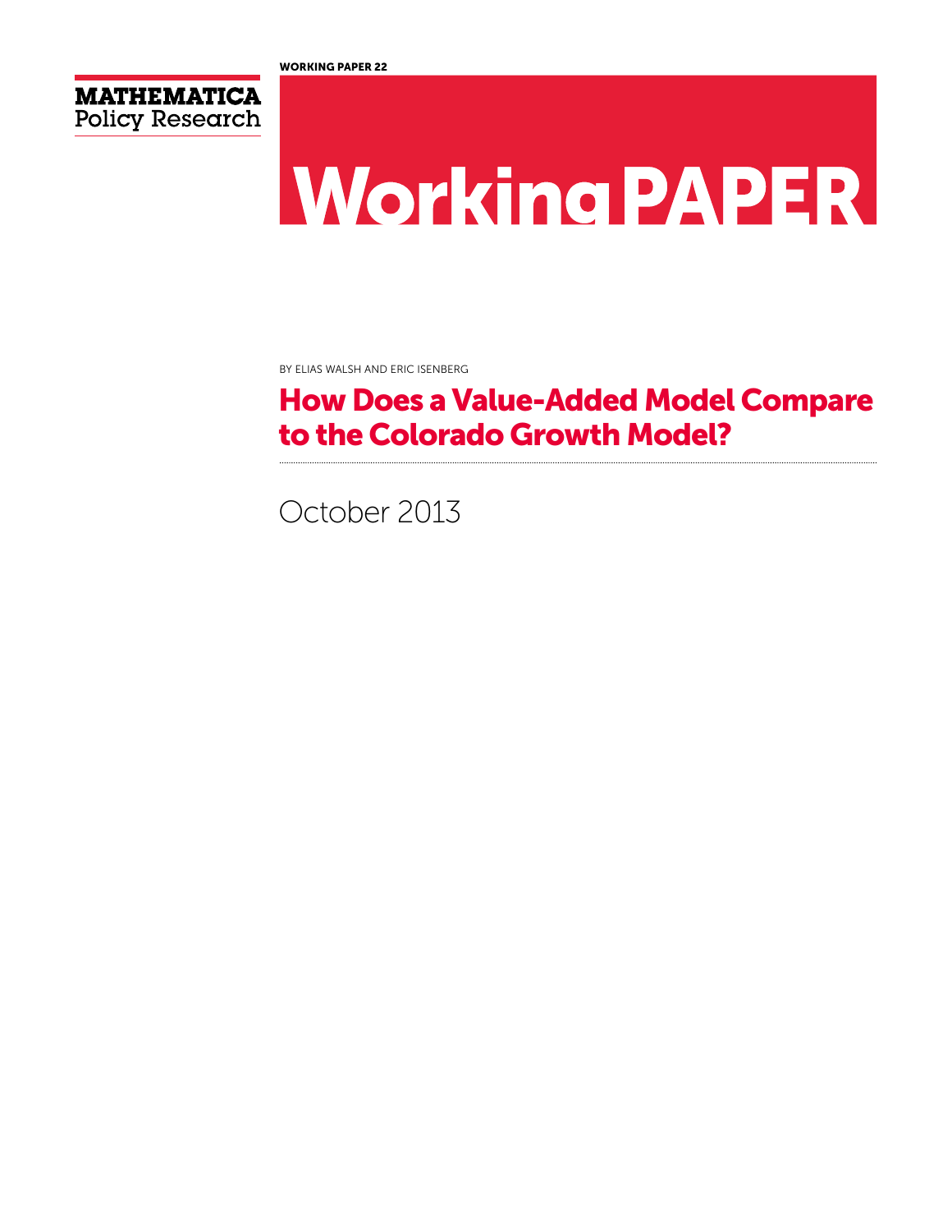WORKING PAPER 22

MATHEMATICA
Policy Research

# Working PAPER

BY ELIAS WALSH AND ERIC ISENBERG

## How Does a Value-Added Model Compare to the Colorado Growth Model?

October 2013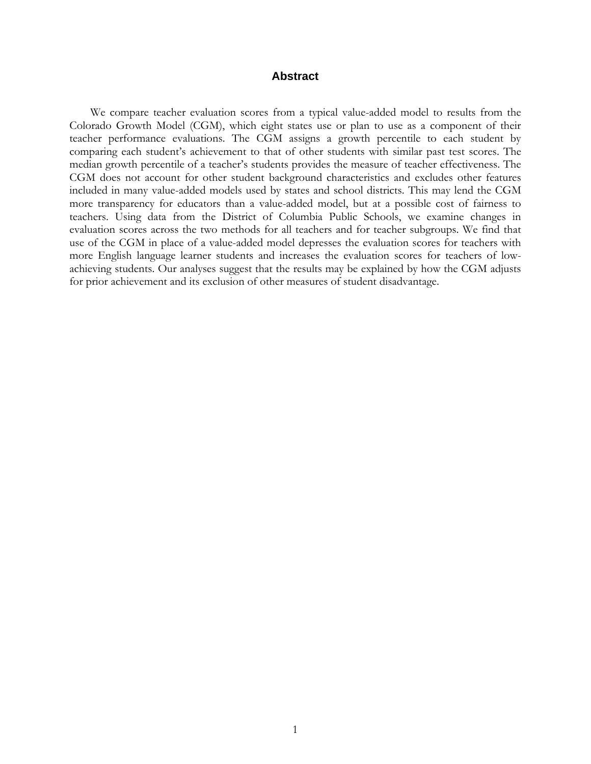## Abstract

We compare teacher evaluation scores from a typical value-added model to results from the Colorado Growth Model (CGM), which eight states use or plan to use as a component of their teacher performance evaluations. The CGM assigns a growth percentile to each student by comparing each student's achievement to that of other students with similar past test scores. The median growth percentile of a teacher's students provides the measure of teacher effectiveness. The CGM does not account for other student background characteristics and excludes other features included in many value-added models used by states and school districts. This may lend the CGM more transparency for educators than a value-added model, but at a possible cost of fairness to teachers. Using data from the District of Columbia Public Schools, we examine changes in evaluation scores across the two methods for all teachers and for teacher subgroups. We find that use of the CGM in place of a value-added model depresses the evaluation scores for teachers with more English language learner students and increases the evaluation scores for teachers of low-achieving students. Our analyses suggest that the results may be explained by how the CGM adjusts for prior achievement and its exclusion of other measures of student disadvantage.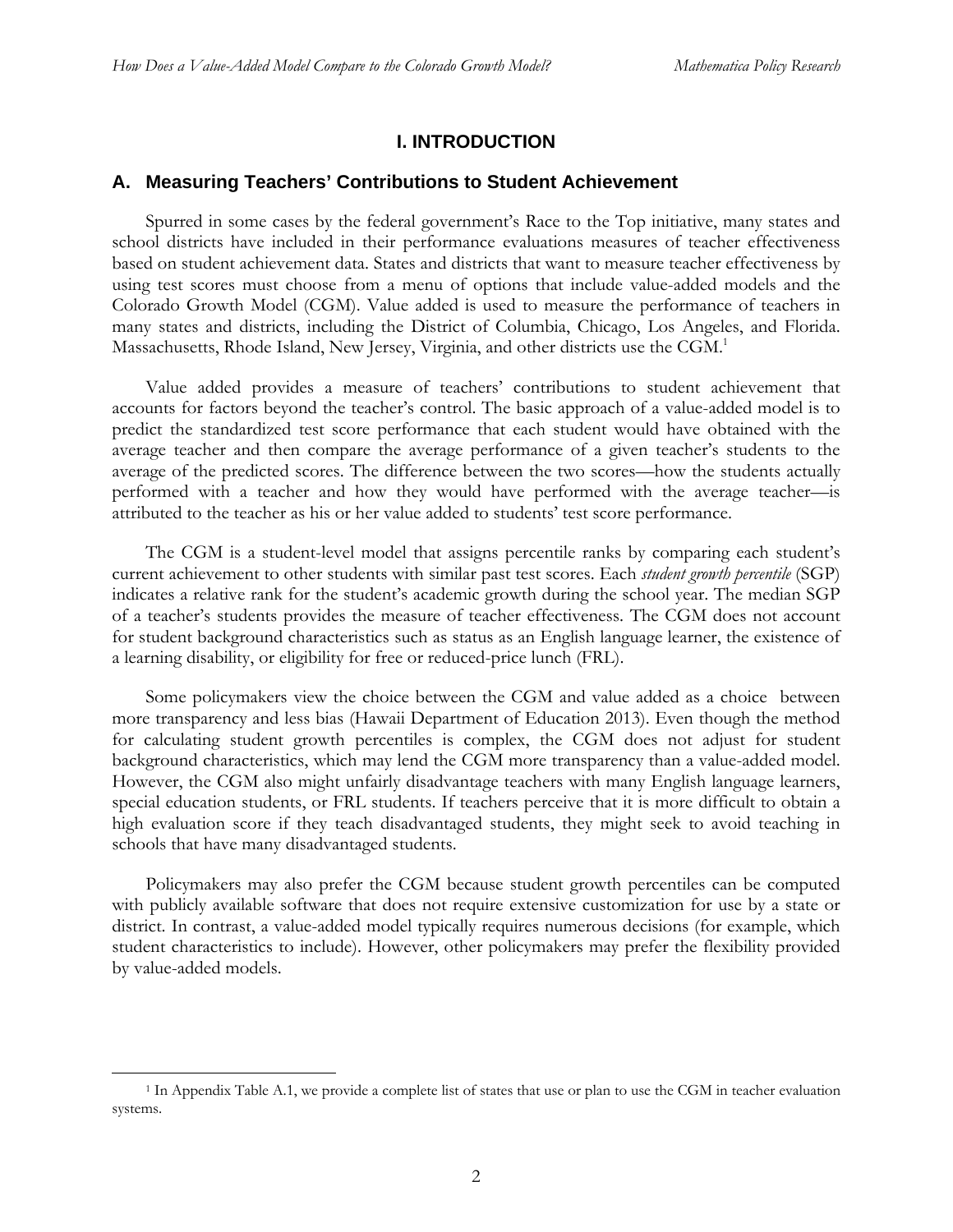# I. INTRODUCTION

## A. Measuring Teachers' Contributions to Student Achievement

Spurred in some cases by the federal government's Race to the Top initiative, many states and school districts have included in their performance evaluations measures of teacher effectiveness based on student achievement data. States and districts that want to measure teacher effectiveness by using test scores must choose from a menu of options that include value-added models and the Colorado Growth Model (CGM). Value added is used to measure the performance of teachers in many states and districts, including the District of Columbia, Chicago, Los Angeles, and Florida. Massachusetts, Rhode Island, New Jersey, Virginia, and other districts use the CGM.[1]

Value added provides a measure of teachers' contributions to student achievement that accounts for factors beyond the teacher's control. The basic approach of a value-added model is to predict the standardized test score performance that each student would have obtained with the average teacher and then compare the average performance of a given teacher's students to the average of the predicted scores. The difference between the two scores—how the students actually performed with a teacher and how they would have performed with the average teacher—is attributed to the teacher as his or her value added to students' test score performance.

The CGM is a student-level model that assigns percentile ranks by comparing each student's current achievement to other students with similar past test scores. Each *student growth percentile* (SGP) indicates a relative rank for the student's academic growth during the school year. The median SGP of a teacher's students provides the measure of teacher effectiveness. The CGM does not account for student background characteristics such as status as an English language learner, the existence of a learning disability, or eligibility for free or reduced-price lunch (FRL).

Some policymakers view the choice between the CGM and value added as a choice between more transparency and less bias (Hawaii Department of Education 2013). Even though the method for calculating student growth percentiles is complex, the CGM does not adjust for student background characteristics, which may lend the CGM more transparency than a value-added model. However, the CGM also might unfairly disadvantage teachers with many English language learners, special education students, or FRL students. If teachers perceive that it is more difficult to obtain a high evaluation score if they teach disadvantaged students, they might seek to avoid teaching in schools that have many disadvantaged students.

Policymakers may also prefer the CGM because student growth percentiles can be computed with publicly available software that does not require extensive customization for use by a state or district. In contrast, a value-added model typically requires numerous decisions (for example, which student characteristics to include). However, other policymakers may prefer the flexibility provided by value-added models.

[1] In Appendix Table A.1, we provide a complete list of states that use or plan to use the CGM in teacher evaluation systems.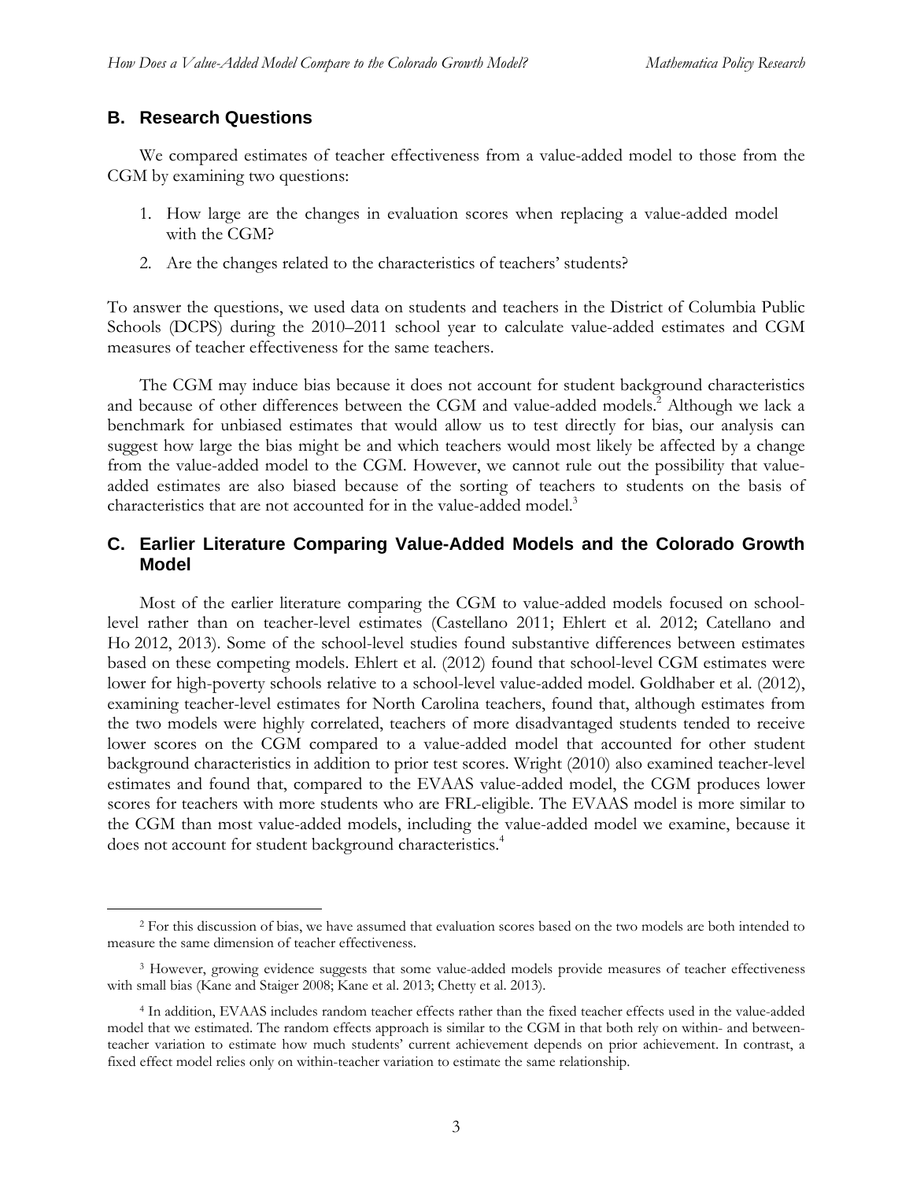## B. Research Questions

We compared estimates of teacher effectiveness from a value-added model to those from the CGM by examining two questions:

1. How large are the changes in evaluation scores when replacing a value-added model with the CGM?
2. Are the changes related to the characteristics of teachers' students?

To answer the questions, we used data on students and teachers in the District of Columbia Public Schools (DCPS) during the 2010–2011 school year to calculate value-added estimates and CGM measures of teacher effectiveness for the same teachers.

The CGM may induce bias because it does not account for student background characteristics and because of other differences between the CGM and value-added models.[2] Although we lack a benchmark for unbiased estimates that would allow us to test directly for bias, our analysis can suggest how large the bias might be and which teachers would most likely be affected by a change from the value-added model to the CGM. However, we cannot rule out the possibility that value-added estimates are also biased because of the sorting of teachers to students on the basis of characteristics that are not accounted for in the value-added model.[3]

## C. Earlier Literature Comparing Value-Added Models and the Colorado Growth Model

Most of the earlier literature comparing the CGM to value-added models focused on school-level rather than on teacher-level estimates (Castellano 2011; Ehlert et al. 2012; Catellano and Ho 2012, 2013). Some of the school-level studies found substantive differences between estimates based on these competing models. Ehlert et al. (2012) found that school-level CGM estimates were lower for high-poverty schools relative to a school-level value-added model. Goldhaber et al. (2012), examining teacher-level estimates for North Carolina teachers, found that, although estimates from the two models were highly correlated, teachers of more disadvantaged students tended to receive lower scores on the CGM compared to a value-added model that accounted for other student background characteristics in addition to prior test scores. Wright (2010) also examined teacher-level estimates and found that, compared to the EVAAS value-added model, the CGM produces lower scores for teachers with more students who are FRL-eligible. The EVAAS model is more similar to the CGM than most value-added models, including the value-added model we examine, because it does not account for student background characteristics.[4]

---

[2] For this discussion of bias, we have assumed that evaluation scores based on the two models are both intended to measure the same dimension of teacher effectiveness.

[3] However, growing evidence suggests that some value-added models provide measures of teacher effectiveness with small bias (Kane and Staiger 2008; Kane et al. 2013; Chetty et al. 2013).

[4] In addition, EVAAS includes random teacher effects rather than the fixed teacher effects used in the value-added model that we estimated. The random effects approach is similar to the CGM in that both rely on within- and between-teacher variation to estimate how much students' current achievement depends on prior achievement. In contrast, a fixed effect model relies only on within-teacher variation to estimate the same relationship.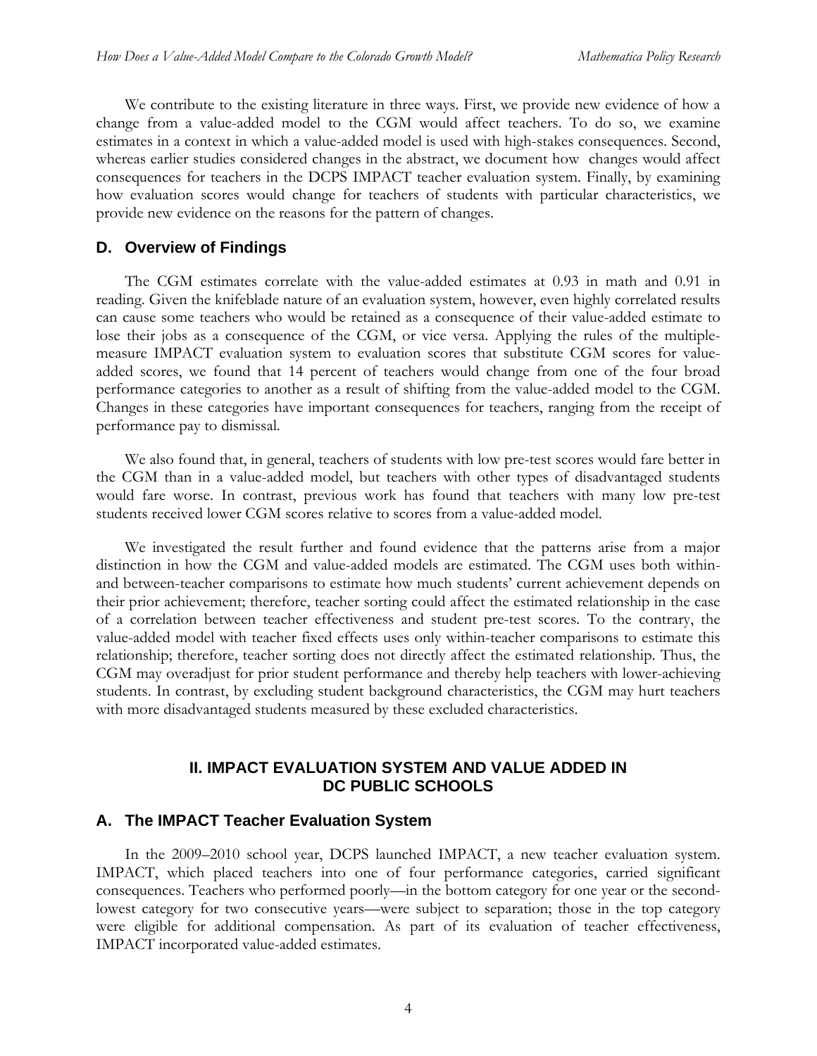We contribute to the existing literature in three ways. First, we provide new evidence of how a change from a value-added model to the CGM would affect teachers. To do so, we examine estimates in a context in which a value-added model is used with high-stakes consequences. Second, whereas earlier studies considered changes in the abstract, we document how changes would affect consequences for teachers in the DCPS IMPACT teacher evaluation system. Finally, by examining how evaluation scores would change for teachers of students with particular characteristics, we provide new evidence on the reasons for the pattern of changes.

## D. Overview of Findings

The CGM estimates correlate with the value-added estimates at 0.93 in math and 0.91 in reading. Given the knifeblade nature of an evaluation system, however, even highly correlated results can cause some teachers who would be retained as a consequence of their value-added estimate to lose their jobs as a consequence of the CGM, or vice versa. Applying the rules of the multiple-measure IMPACT evaluation system to evaluation scores that substitute CGM scores for value-added scores, we found that 14 percent of teachers would change from one of the four broad performance categories to another as a result of shifting from the value-added model to the CGM. Changes in these categories have important consequences for teachers, ranging from the receipt of performance pay to dismissal.

We also found that, in general, teachers of students with low pre-test scores would fare better in the CGM than in a value-added model, but teachers with other types of disadvantaged students would fare worse. In contrast, previous work has found that teachers with many low pre-test students received lower CGM scores relative to scores from a value-added model.

We investigated the result further and found evidence that the patterns arise from a major distinction in how the CGM and value-added models are estimated. The CGM uses both within- and between-teacher comparisons to estimate how much students' current achievement depends on their prior achievement; therefore, teacher sorting could affect the estimated relationship in the case of a correlation between teacher effectiveness and student pre-test scores. To the contrary, the value-added model with teacher fixed effects uses only within-teacher comparisons to estimate this relationship; therefore, teacher sorting does not directly affect the estimated relationship. Thus, the CGM may overadjust for prior student performance and thereby help teachers with lower-achieving students. In contrast, by excluding student background characteristics, the CGM may hurt teachers with more disadvantaged students measured by these excluded characteristics.

# II. IMPACT EVALUATION SYSTEM AND VALUE ADDED IN DC PUBLIC SCHOOLS

## A. The IMPACT Teacher Evaluation System

In the 2009–2010 school year, DCPS launched IMPACT, a new teacher evaluation system. IMPACT, which placed teachers into one of four performance categories, carried significant consequences. Teachers who performed poorly—in the bottom category for one year or the second-lowest category for two consecutive years—were subject to separation; those in the top category were eligible for additional compensation. As part of its evaluation of teacher effectiveness, IMPACT incorporated value-added estimates.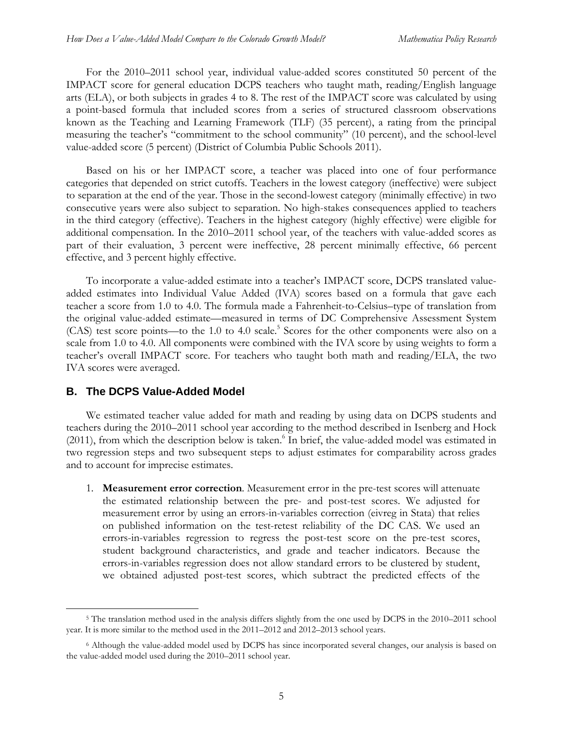For the 2010–2011 school year, individual value-added scores constituted 50 percent of the IMPACT score for general education DCPS teachers who taught math, reading/English language arts (ELA), or both subjects in grades 4 to 8. The rest of the IMPACT score was calculated by using a point-based formula that included scores from a series of structured classroom observations known as the Teaching and Learning Framework (TLF) (35 percent), a rating from the principal measuring the teacher's "commitment to the school community" (10 percent), and the school-level value-added score (5 percent) (District of Columbia Public Schools 2011).

Based on his or her IMPACT score, a teacher was placed into one of four performance categories that depended on strict cutoffs. Teachers in the lowest category (ineffective) were subject to separation at the end of the year. Those in the second-lowest category (minimally effective) in two consecutive years were also subject to separation. No high-stakes consequences applied to teachers in the third category (effective). Teachers in the highest category (highly effective) were eligible for additional compensation. In the 2010–2011 school year, of the teachers with value-added scores as part of their evaluation, 3 percent were ineffective, 28 percent minimally effective, 66 percent effective, and 3 percent highly effective.

To incorporate a value-added estimate into a teacher's IMPACT score, DCPS translated value-added estimates into Individual Value Added (IVA) scores based on a formula that gave each teacher a score from 1.0 to 4.0. The formula made a Fahrenheit-to-Celsius–type of translation from the original value-added estimate—measured in terms of DC Comprehensive Assessment System (CAS) test score points—to the 1.0 to 4.0 scale.[5] Scores for the other components were also on a scale from 1.0 to 4.0. All components were combined with the IVA score by using weights to form a teacher's overall IMPACT score. For teachers who taught both math and reading/ELA, the two IVA scores were averaged.

## B. The DCPS Value-Added Model

We estimated teacher value added for math and reading by using data on DCPS students and teachers during the 2010–2011 school year according to the method described in Isenberg and Hock (2011), from which the description below is taken.[6] In brief, the value-added model was estimated in two regression steps and two subsequent steps to adjust estimates for comparability across grades and to account for imprecise estimates.

1. **Measurement error correction**. Measurement error in the pre-test scores will attenuate the estimated relationship between the pre- and post-test scores. We adjusted for measurement error by using an errors-in-variables correction (eivreg in Stata) that relies on published information on the test-retest reliability of the DC CAS. We used an errors-in-variables regression to regress the post-test score on the pre-test scores, student background characteristics, and grade and teacher indicators. Because the errors-in-variables regression does not allow standard errors to be clustered by student, we obtained adjusted post-test scores, which subtract the predicted effects of the

---

[5] The translation method used in the analysis differs slightly from the one used by DCPS in the 2010–2011 school year. It is more similar to the method used in the 2011–2012 and 2012–2013 school years.

[6] Although the value-added model used by DCPS has since incorporated several changes, our analysis is based on the value-added model used during the 2010–2011 school year.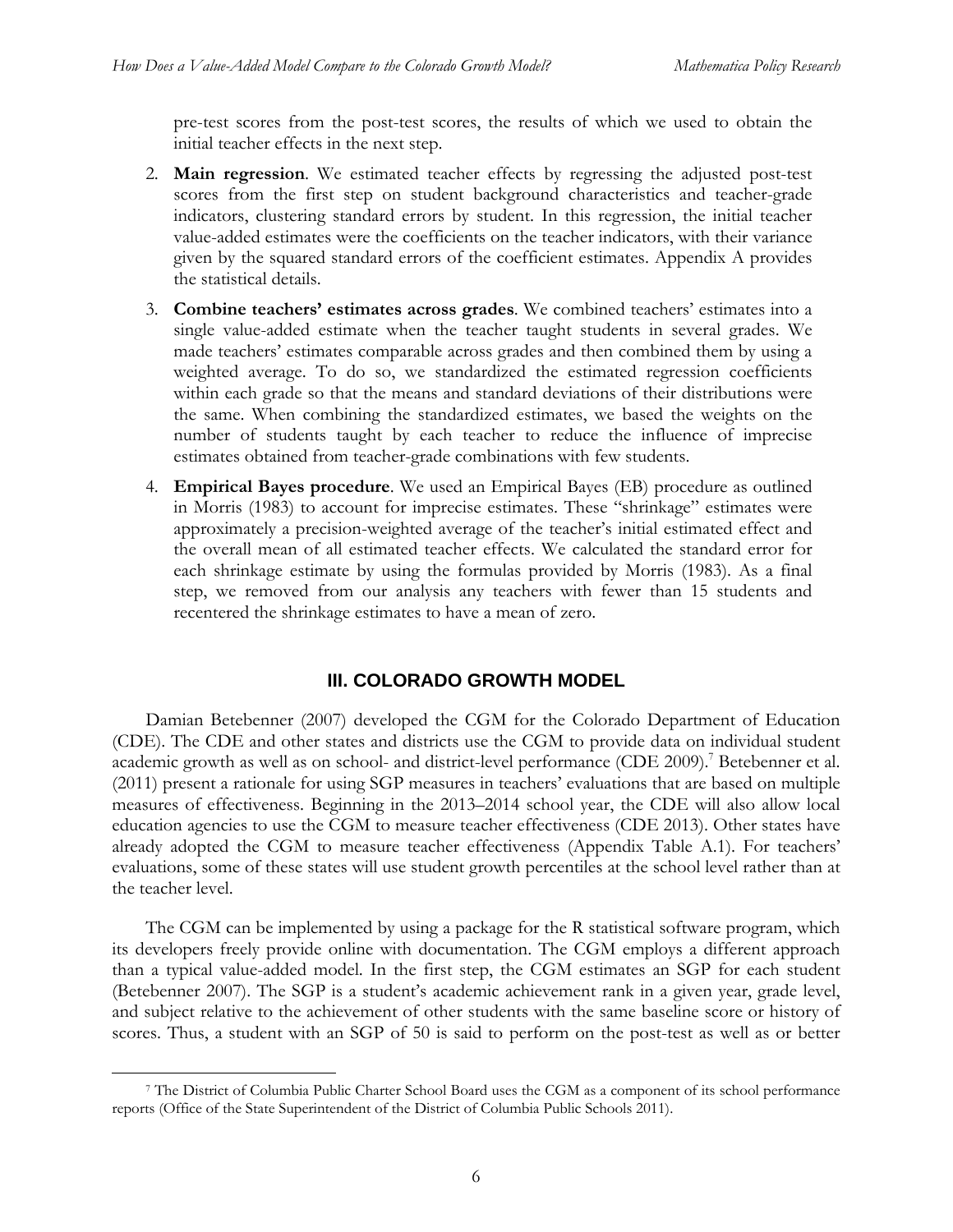pre-test scores from the post-test scores, the results of which we used to obtain the initial teacher effects in the next step.

2. **Main regression**. We estimated teacher effects by regressing the adjusted post-test scores from the first step on student background characteristics and teacher-grade indicators, clustering standard errors by student. In this regression, the initial teacher value-added estimates were the coefficients on the teacher indicators, with their variance given by the squared standard errors of the coefficient estimates. Appendix A provides the statistical details.

3. **Combine teachers' estimates across grades**. We combined teachers' estimates into a single value-added estimate when the teacher taught students in several grades. We made teachers' estimates comparable across grades and then combined them by using a weighted average. To do so, we standardized the estimated regression coefficients within each grade so that the means and standard deviations of their distributions were the same. When combining the standardized estimates, we based the weights on the number of students taught by each teacher to reduce the influence of imprecise estimates obtained from teacher-grade combinations with few students.

4. **Empirical Bayes procedure**. We used an Empirical Bayes (EB) procedure as outlined in Morris (1983) to account for imprecise estimates. These "shrinkage" estimates were approximately a precision-weighted average of the teacher's initial estimated effect and the overall mean of all estimated teacher effects. We calculated the standard error for each shrinkage estimate by using the formulas provided by Morris (1983). As a final step, we removed from our analysis any teachers with fewer than 15 students and recentered the shrinkage estimates to have a mean of zero.

## III. COLORADO GROWTH MODEL

Damian Betebenner (2007) developed the CGM for the Colorado Department of Education (CDE). The CDE and other states and districts use the CGM to provide data on individual student academic growth as well as on school- and district-level performance (CDE 2009).[7] Betebenner et al. (2011) present a rationale for using SGP measures in teachers' evaluations that are based on multiple measures of effectiveness. Beginning in the 2013–2014 school year, the CDE will also allow local education agencies to use the CGM to measure teacher effectiveness (CDE 2013). Other states have already adopted the CGM to measure teacher effectiveness (Appendix Table A.1). For teachers' evaluations, some of these states will use student growth percentiles at the school level rather than at the teacher level.

The CGM can be implemented by using a package for the R statistical software program, which its developers freely provide online with documentation. The CGM employs a different approach than a typical value-added model. In the first step, the CGM estimates an SGP for each student (Betebenner 2007). The SGP is a student's academic achievement rank in a given year, grade level, and subject relative to the achievement of other students with the same baseline score or history of scores. Thus, a student with an SGP of 50 is said to perform on the post-test as well as or better

[7] The District of Columbia Public Charter School Board uses the CGM as a component of its school performance reports (Office of the State Superintendent of the District of Columbia Public Schools 2011).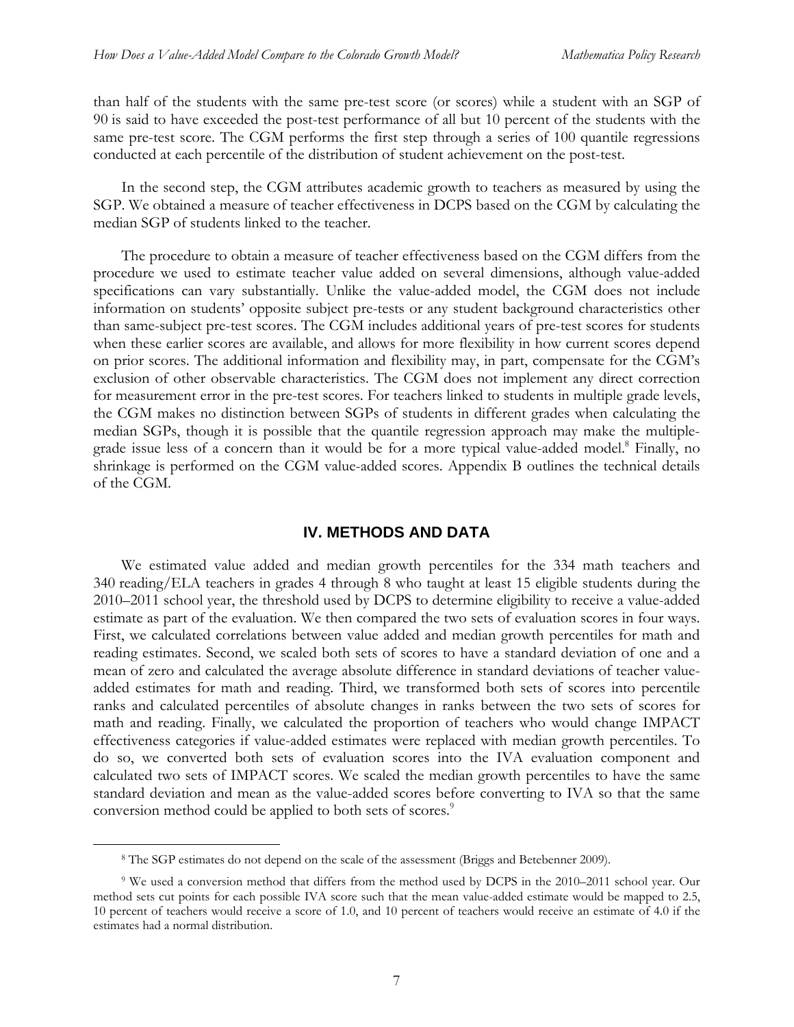than half of the students with the same pre-test score (or scores) while a student with an SGP of 90 is said to have exceeded the post-test performance of all but 10 percent of the students with the same pre-test score. The CGM performs the first step through a series of 100 quantile regressions conducted at each percentile of the distribution of student achievement on the post-test.

In the second step, the CGM attributes academic growth to teachers as measured by using the SGP. We obtained a measure of teacher effectiveness in DCPS based on the CGM by calculating the median SGP of students linked to the teacher.

The procedure to obtain a measure of teacher effectiveness based on the CGM differs from the procedure we used to estimate teacher value added on several dimensions, although value-added specifications can vary substantially. Unlike the value-added model, the CGM does not include information on students' opposite subject pre-tests or any student background characteristics other than same-subject pre-test scores. The CGM includes additional years of pre-test scores for students when these earlier scores are available, and allows for more flexibility in how current scores depend on prior scores. The additional information and flexibility may, in part, compensate for the CGM's exclusion of other observable characteristics. The CGM does not implement any direct correction for measurement error in the pre-test scores. For teachers linked to students in multiple grade levels, the CGM makes no distinction between SGPs of students in different grades when calculating the median SGPs, though it is possible that the quantile regression approach may make the multiple-grade issue less of a concern than it would be for a more typical value-added model.[8] Finally, no shrinkage is performed on the CGM value-added scores. Appendix B outlines the technical details of the CGM.

## IV. METHODS AND DATA

We estimated value added and median growth percentiles for the 334 math teachers and 340 reading/ELA teachers in grades 4 through 8 who taught at least 15 eligible students during the 2010–2011 school year, the threshold used by DCPS to determine eligibility to receive a value-added estimate as part of the evaluation. We then compared the two sets of evaluation scores in four ways. First, we calculated correlations between value added and median growth percentiles for math and reading estimates. Second, we scaled both sets of scores to have a standard deviation of one and a mean of zero and calculated the average absolute difference in standard deviations of teacher value-added estimates for math and reading. Third, we transformed both sets of scores into percentile ranks and calculated percentiles of absolute changes in ranks between the two sets of scores for math and reading. Finally, we calculated the proportion of teachers who would change IMPACT effectiveness categories if value-added estimates were replaced with median growth percentiles. To do so, we converted both sets of evaluation scores into the IVA evaluation component and calculated two sets of IMPACT scores. We scaled the median growth percentiles to have the same standard deviation and mean as the value-added scores before converting to IVA so that the same conversion method could be applied to both sets of scores.[9]

---

[8] The SGP estimates do not depend on the scale of the assessment (Briggs and Betebenner 2009).

[9] We used a conversion method that differs from the method used by DCPS in the 2010–2011 school year. Our method sets cut points for each possible IVA score such that the mean value-added estimate would be mapped to 2.5, 10 percent of teachers would receive a score of 1.0, and 10 percent of teachers would receive an estimate of 4.0 if the estimates had a normal distribution.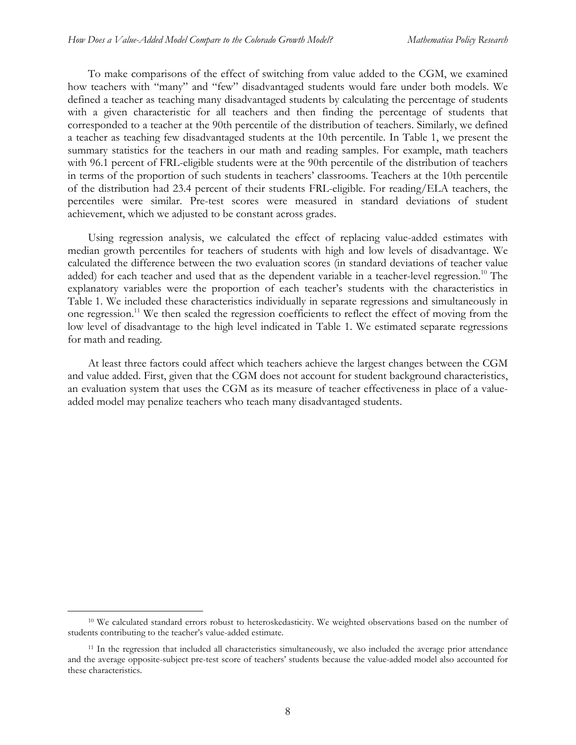To make comparisons of the effect of switching from value added to the CGM, we examined how teachers with "many" and "few" disadvantaged students would fare under both models. We defined a teacher as teaching many disadvantaged students by calculating the percentage of students with a given characteristic for all teachers and then finding the percentage of students that corresponded to a teacher at the 90th percentile of the distribution of teachers. Similarly, we defined a teacher as teaching few disadvantaged students at the 10th percentile. In Table 1, we present the summary statistics for the teachers in our math and reading samples. For example, math teachers with 96.1 percent of FRL-eligible students were at the 90th percentile of the distribution of teachers in terms of the proportion of such students in teachers' classrooms. Teachers at the 10th percentile of the distribution had 23.4 percent of their students FRL-eligible. For reading/ELA teachers, the percentiles were similar. Pre-test scores were measured in standard deviations of student achievement, which we adjusted to be constant across grades.

Using regression analysis, we calculated the effect of replacing value-added estimates with median growth percentiles for teachers of students with high and low levels of disadvantage. We calculated the difference between the two evaluation scores (in standard deviations of teacher value added) for each teacher and used that as the dependent variable in a teacher-level regression.[10] The explanatory variables were the proportion of each teacher's students with the characteristics in Table 1. We included these characteristics individually in separate regressions and simultaneously in one regression.[11] We then scaled the regression coefficients to reflect the effect of moving from the low level of disadvantage to the high level indicated in Table 1. We estimated separate regressions for math and reading.

At least three factors could affect which teachers achieve the largest changes between the CGM and value added. First, given that the CGM does not account for student background characteristics, an evaluation system that uses the CGM as its measure of teacher effectiveness in place of a value-added model may penalize teachers who teach many disadvantaged students.

[10] We calculated standard errors robust to heteroskedasticity. We weighted observations based on the number of students contributing to the teacher's value-added estimate.

[11] In the regression that included all characteristics simultaneously, we also included the average prior attendance and the average opposite-subject pre-test score of teachers' students because the value-added model also accounted for these characteristics.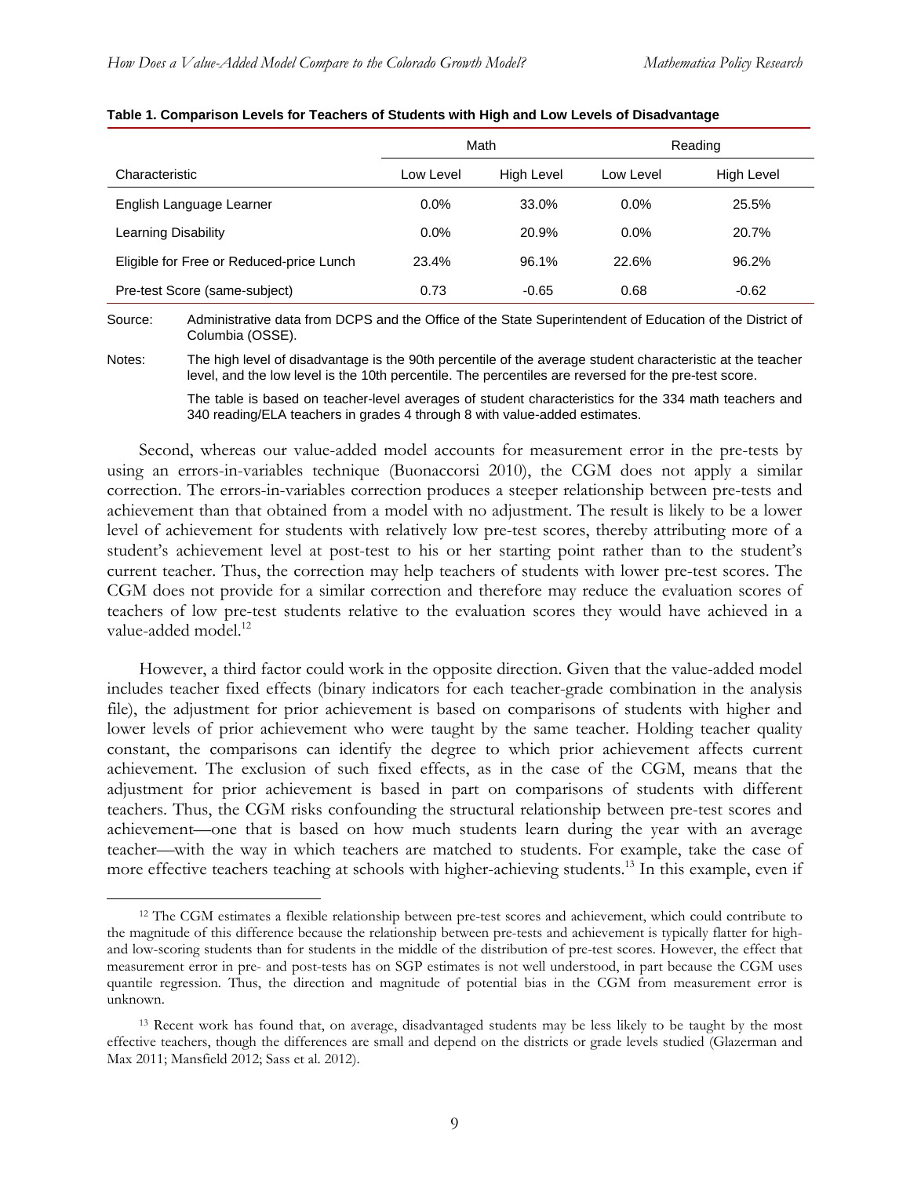**Table 1. Comparison Levels for Teachers of Students with High and Low Levels of Disadvantage**

| | Math | | Reading | |
|---|---|---|---|---|
| Characteristic | Low Level | High Level | Low Level | High Level |
| English Language Learner | 0.0% | 33.0% | 0.0% | 25.5% |
| Learning Disability | 0.0% | 20.9% | 0.0% | 20.7% |
| Eligible for Free or Reduced-price Lunch | 23.4% | 96.1% | 22.6% | 96.2% |
| Pre-test Score (same-subject) | 0.73 | -0.65 | 0.68 | -0.62 |

Source: Administrative data from DCPS and the Office of the State Superintendent of Education of the District of Columbia (OSSE).

Notes: The high level of disadvantage is the 90th percentile of the average student characteristic at the teacher level, and the low level is the 10th percentile. The percentiles are reversed for the pre-test score.

The table is based on teacher-level averages of student characteristics for the 334 math teachers and 340 reading/ELA teachers in grades 4 through 8 with value-added estimates.

Second, whereas our value-added model accounts for measurement error in the pre-tests by using an errors-in-variables technique (Buonaccorsi 2010), the CGM does not apply a similar correction. The errors-in-variables correction produces a steeper relationship between pre-tests and achievement than that obtained from a model with no adjustment. The result is likely to be a lower level of achievement for students with relatively low pre-test scores, thereby attributing more of a student's achievement level at post-test to his or her starting point rather than to the student's current teacher. Thus, the correction may help teachers of students with lower pre-test scores. The CGM does not provide for a similar correction and therefore may reduce the evaluation scores of teachers of low pre-test students relative to the evaluation scores they would have achieved in a value-added model.[12]

However, a third factor could work in the opposite direction. Given that the value-added model includes teacher fixed effects (binary indicators for each teacher-grade combination in the analysis file), the adjustment for prior achievement is based on comparisons of students with higher and lower levels of prior achievement who were taught by the same teacher. Holding teacher quality constant, the comparisons can identify the degree to which prior achievement affects current achievement. The exclusion of such fixed effects, as in the case of the CGM, means that the adjustment for prior achievement is based in part on comparisons of students with different teachers. Thus, the CGM risks confounding the structural relationship between pre-test scores and achievement—one that is based on how much students learn during the year with an average teacher—with the way in which teachers are matched to students. For example, take the case of more effective teachers teaching at schools with higher-achieving students.[13] In this example, even if

[12] The CGM estimates a flexible relationship between pre-test scores and achievement, which could contribute to the magnitude of this difference because the relationship between pre-tests and achievement is typically flatter for high- and low-scoring students than for students in the middle of the distribution of pre-test scores. However, the effect that measurement error in pre- and post-tests has on SGP estimates is not well understood, in part because the CGM uses quantile regression. Thus, the direction and magnitude of potential bias in the CGM from measurement error is unknown.

[13] Recent work has found that, on average, disadvantaged students may be less likely to be taught by the most effective teachers, though the differences are small and depend on the districts or grade levels studied (Glazerman and Max 2011; Mansfield 2012; Sass et al. 2012).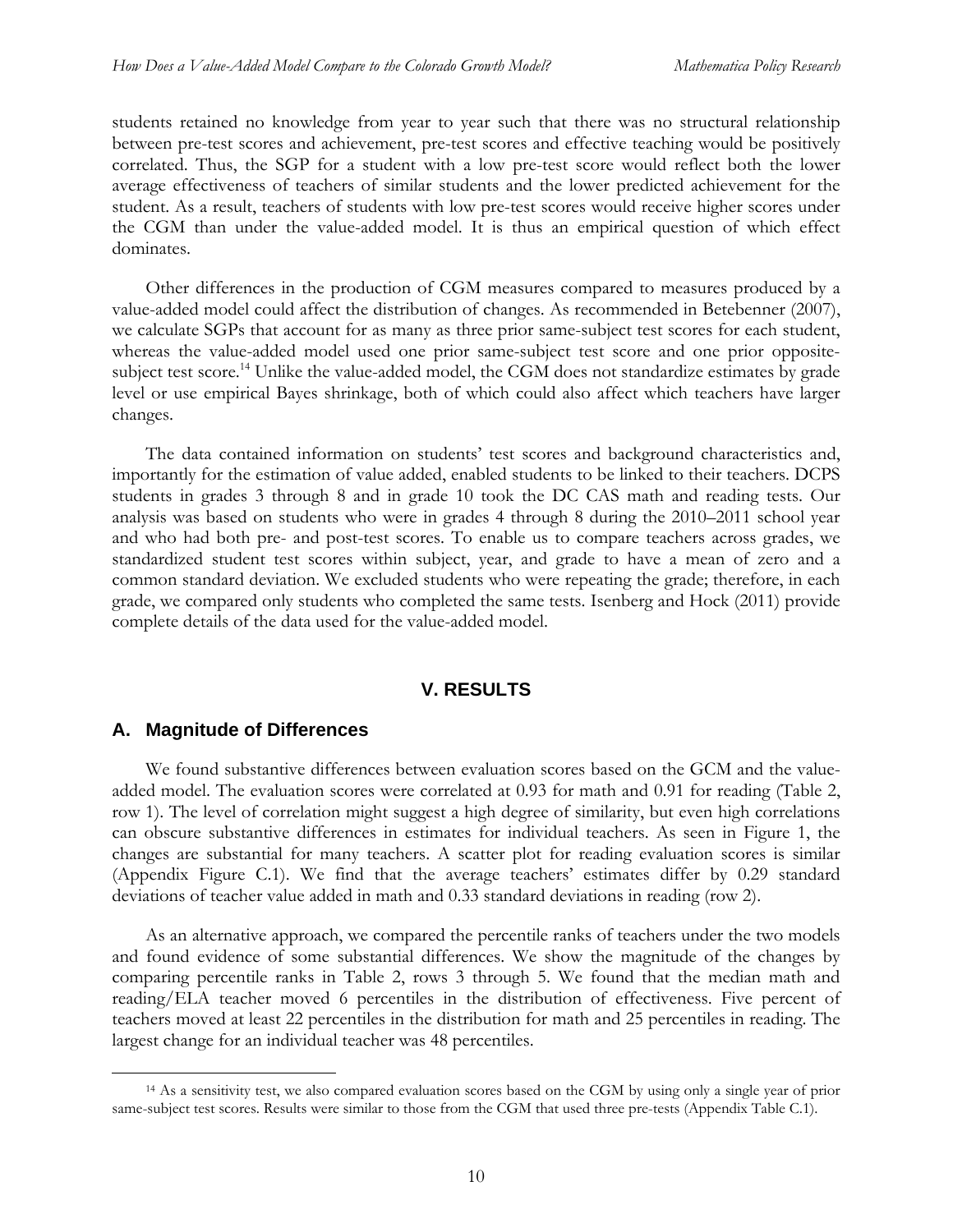students retained no knowledge from year to year such that there was no structural relationship between pre-test scores and achievement, pre-test scores and effective teaching would be positively correlated. Thus, the SGP for a student with a low pre-test score would reflect both the lower average effectiveness of teachers of similar students and the lower predicted achievement for the student. As a result, teachers of students with low pre-test scores would receive higher scores under the CGM than under the value-added model. It is thus an empirical question of which effect dominates.

Other differences in the production of CGM measures compared to measures produced by a value-added model could affect the distribution of changes. As recommended in Betebenner (2007), we calculate SGPs that account for as many as three prior same-subject test scores for each student, whereas the value-added model used one prior same-subject test score and one prior opposite-subject test score.[14] Unlike the value-added model, the CGM does not standardize estimates by grade level or use empirical Bayes shrinkage, both of which could also affect which teachers have larger changes.

The data contained information on students' test scores and background characteristics and, importantly for the estimation of value added, enabled students to be linked to their teachers. DCPS students in grades 3 through 8 and in grade 10 took the DC CAS math and reading tests. Our analysis was based on students who were in grades 4 through 8 during the 2010–2011 school year and who had both pre- and post-test scores. To enable us to compare teachers across grades, we standardized student test scores within subject, year, and grade to have a mean of zero and a common standard deviation. We excluded students who were repeating the grade; therefore, in each grade, we compared only students who completed the same tests. Isenberg and Hock (2011) provide complete details of the data used for the value-added model.

# V. RESULTS

## A. Magnitude of Differences

We found substantive differences between evaluation scores based on the GCM and the value-added model. The evaluation scores were correlated at 0.93 for math and 0.91 for reading (Table 2, row 1). The level of correlation might suggest a high degree of similarity, but even high correlations can obscure substantive differences in estimates for individual teachers. As seen in Figure 1, the changes are substantial for many teachers. A scatter plot for reading evaluation scores is similar (Appendix Figure C.1). We find that the average teachers' estimates differ by 0.29 standard deviations of teacher value added in math and 0.33 standard deviations in reading (row 2).

As an alternative approach, we compared the percentile ranks of teachers under the two models and found evidence of some substantial differences. We show the magnitude of the changes by comparing percentile ranks in Table 2, rows 3 through 5. We found that the median math and reading/ELA teacher moved 6 percentiles in the distribution of effectiveness. Five percent of teachers moved at least 22 percentiles in the distribution for math and 25 percentiles in reading. The largest change for an individual teacher was 48 percentiles.

[14] As a sensitivity test, we also compared evaluation scores based on the CGM by using only a single year of prior same-subject test scores. Results were similar to those from the CGM that used three pre-tests (Appendix Table C.1).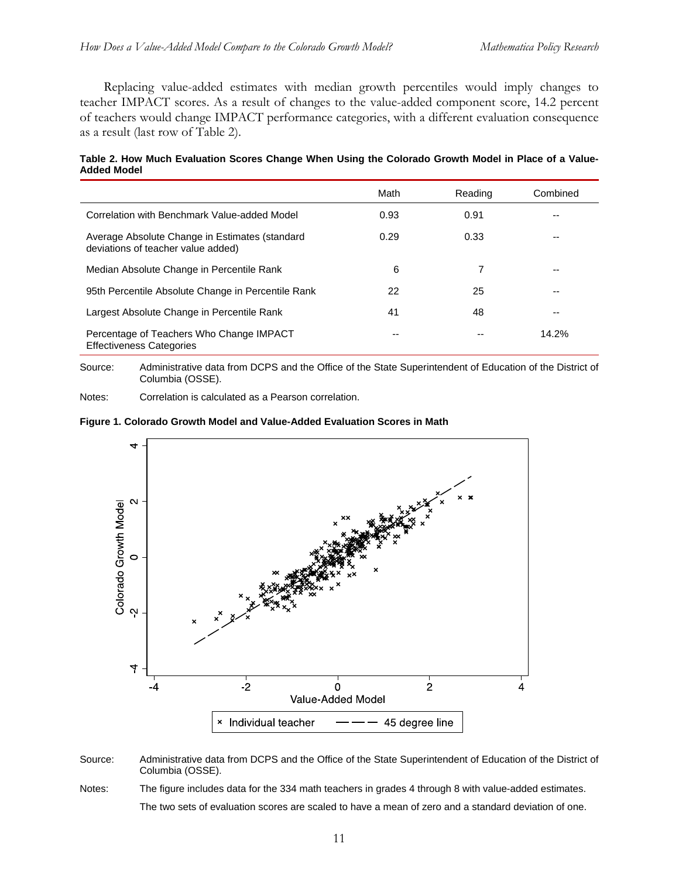Replacing value-added estimates with median growth percentiles would imply changes to teacher IMPACT scores. As a result of changes to the value-added component score, 14.2 percent of teachers would change IMPACT performance categories, with a different evaluation consequence as a result (last row of Table 2).

**Table 2. How Much Evaluation Scores Change When Using the Colorado Growth Model in Place of a Value-Added Model**

| | Math | Reading | Combined |
|---|---|---|---|
| Correlation with Benchmark Value-added Model | 0.93 | 0.91 | -- |
| Average Absolute Change in Estimates (standard deviations of teacher value added) | 0.29 | 0.33 | -- |
| Median Absolute Change in Percentile Rank | 6 | 7 | -- |
| 95th Percentile Absolute Change in Percentile Rank | 22 | 25 | -- |
| Largest Absolute Change in Percentile Rank | 41 | 48 | -- |
| Percentage of Teachers Who Change IMPACT Effectiveness Categories | -- | -- | 14.2% |

Source: Administrative data from DCPS and the Office of the State Superintendent of Education of the District of Columbia (OSSE).

Notes: Correlation is calculated as a Pearson correlation.

**Figure 1. Colorado Growth Model and Value-Added Evaluation Scores in Math**

Source: Administrative data from DCPS and the Office of the State Superintendent of Education of the District of Columbia (OSSE).

Notes: The figure includes data for the 334 math teachers in grades 4 through 8 with value-added estimates.

The two sets of evaluation scores are scaled to have a mean of zero and a standard deviation of one.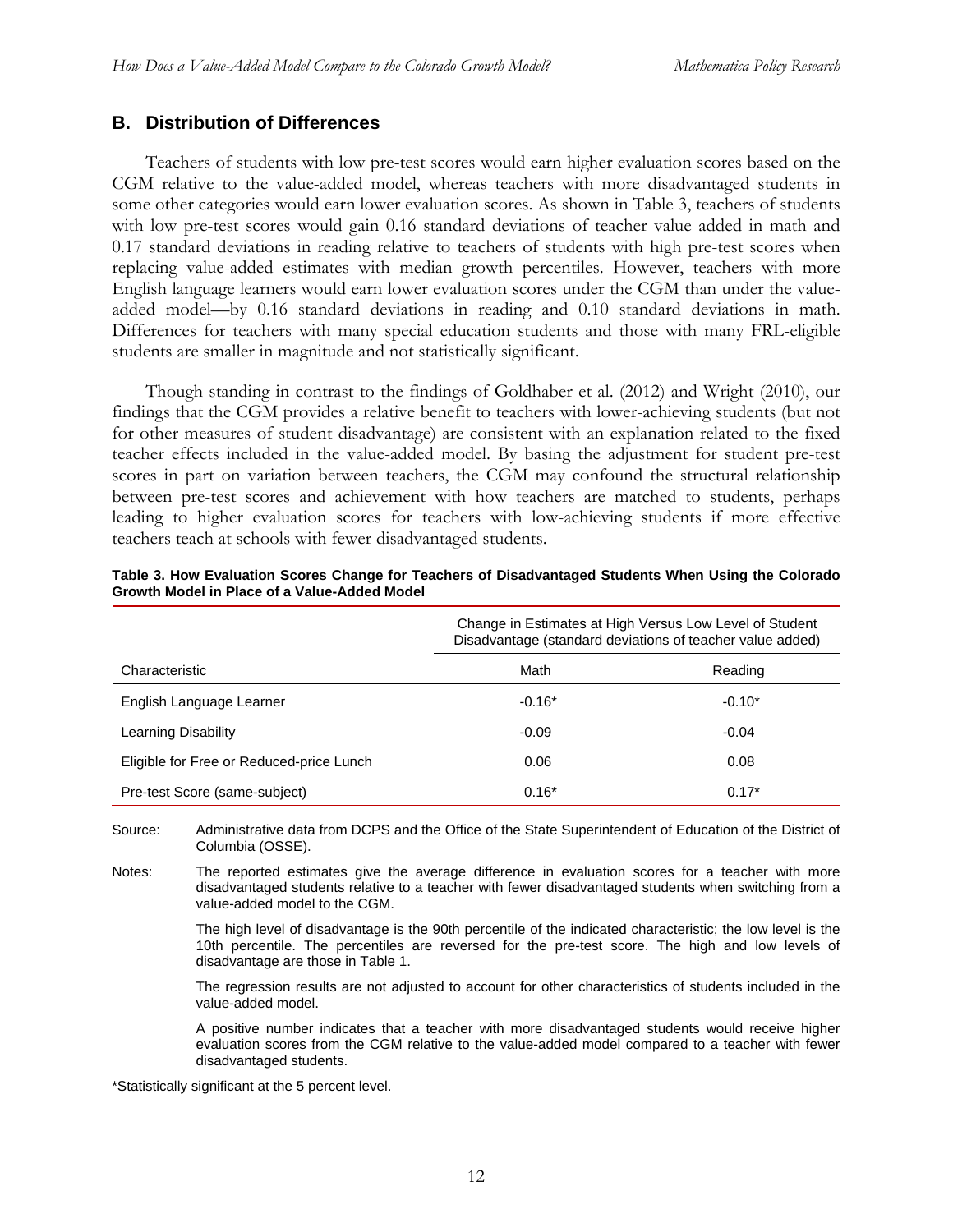## B. Distribution of Differences

Teachers of students with low pre-test scores would earn higher evaluation scores based on the CGM relative to the value-added model, whereas teachers with more disadvantaged students in some other categories would earn lower evaluation scores. As shown in Table 3, teachers of students with low pre-test scores would gain 0.16 standard deviations of teacher value added in math and 0.17 standard deviations in reading relative to teachers of students with high pre-test scores when replacing value-added estimates with median growth percentiles. However, teachers with more English language learners would earn lower evaluation scores under the CGM than under the value-added model—by 0.16 standard deviations in reading and 0.10 standard deviations in math. Differences for teachers with many special education students and those with many FRL-eligible students are smaller in magnitude and not statistically significant.

Though standing in contrast to the findings of Goldhaber et al. (2012) and Wright (2010), our findings that the CGM provides a relative benefit to teachers with lower-achieving students (but not for other measures of student disadvantage) are consistent with an explanation related to the fixed teacher effects included in the value-added model. By basing the adjustment for student pre-test scores in part on variation between teachers, the CGM may confound the structural relationship between pre-test scores and achievement with how teachers are matched to students, perhaps leading to higher evaluation scores for teachers with low-achieving students if more effective teachers teach at schools with fewer disadvantaged students.

**Table 3. How Evaluation Scores Change for Teachers of Disadvantaged Students When Using the Colorado Growth Model in Place of a Value-Added Model**

| | Change in Estimates at High Versus Low Level of Student Disadvantage (standard deviations of teacher value added) | |
|---|---|---|
| Characteristic | Math | Reading |
| English Language Learner | -0.16* | -0.10* |
| Learning Disability | -0.09 | -0.04 |
| Eligible for Free or Reduced-price Lunch | 0.06 | 0.08 |
| Pre-test Score (same-subject) | 0.16* | 0.17* |

Source: Administrative data from DCPS and the Office of the State Superintendent of Education of the District of Columbia (OSSE).

Notes: The reported estimates give the average difference in evaluation scores for a teacher with more disadvantaged students relative to a teacher with fewer disadvantaged students when switching from a value-added model to the CGM.

The high level of disadvantage is the 90th percentile of the indicated characteristic; the low level is the 10th percentile. The percentiles are reversed for the pre-test score. The high and low levels of disadvantage are those in Table 1.

The regression results are not adjusted to account for other characteristics of students included in the value-added model.

A positive number indicates that a teacher with more disadvantaged students would receive higher evaluation scores from the CGM relative to the value-added model compared to a teacher with fewer disadvantaged students.

*Statistically significant at the 5 percent level.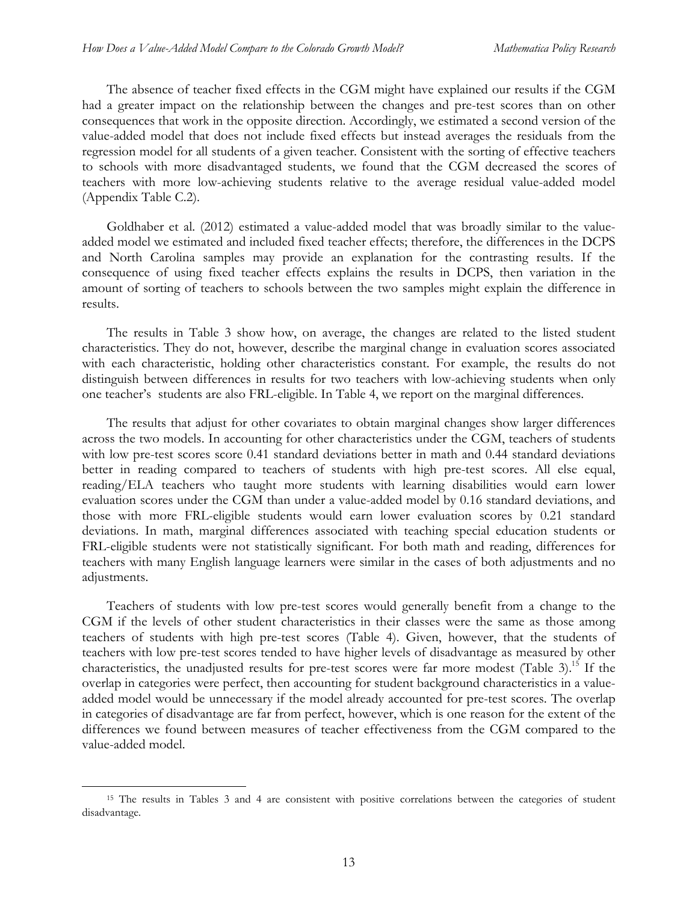The absence of teacher fixed effects in the CGM might have explained our results if the CGM had a greater impact on the relationship between the changes and pre-test scores than on other consequences that work in the opposite direction. Accordingly, we estimated a second version of the value-added model that does not include fixed effects but instead averages the residuals from the regression model for all students of a given teacher. Consistent with the sorting of effective teachers to schools with more disadvantaged students, we found that the CGM decreased the scores of teachers with more low-achieving students relative to the average residual value-added model (Appendix Table C.2).

Goldhaber et al. (2012) estimated a value-added model that was broadly similar to the value-added model we estimated and included fixed teacher effects; therefore, the differences in the DCPS and North Carolina samples may provide an explanation for the contrasting results. If the consequence of using fixed teacher effects explains the results in DCPS, then variation in the amount of sorting of teachers to schools between the two samples might explain the difference in results.

The results in Table 3 show how, on average, the changes are related to the listed student characteristics. They do not, however, describe the marginal change in evaluation scores associated with each characteristic, holding other characteristics constant. For example, the results do not distinguish between differences in results for two teachers with low-achieving students when only one teacher's students are also FRL-eligible. In Table 4, we report on the marginal differences.

The results that adjust for other covariates to obtain marginal changes show larger differences across the two models. In accounting for other characteristics under the CGM, teachers of students with low pre-test scores score 0.41 standard deviations better in math and 0.44 standard deviations better in reading compared to teachers of students with high pre-test scores. All else equal, reading/ELA teachers who taught more students with learning disabilities would earn lower evaluation scores under the CGM than under a value-added model by 0.16 standard deviations, and those with more FRL-eligible students would earn lower evaluation scores by 0.21 standard deviations. In math, marginal differences associated with teaching special education students or FRL-eligible students were not statistically significant. For both math and reading, differences for teachers with many English language learners were similar in the cases of both adjustments and no adjustments.

Teachers of students with low pre-test scores would generally benefit from a change to the CGM if the levels of other student characteristics in their classes were the same as those among teachers of students with high pre-test scores (Table 4). Given, however, that the students of teachers with low pre-test scores tended to have higher levels of disadvantage as measured by other characteristics, the unadjusted results for pre-test scores were far more modest (Table 3).[15] If the overlap in categories were perfect, then accounting for student background characteristics in a value-added model would be unnecessary if the model already accounted for pre-test scores. The overlap in categories of disadvantage are far from perfect, however, which is one reason for the extent of the differences we found between measures of teacher effectiveness from the CGM compared to the value-added model.

[15] The results in Tables 3 and 4 are consistent with positive correlations between the categories of student disadvantage.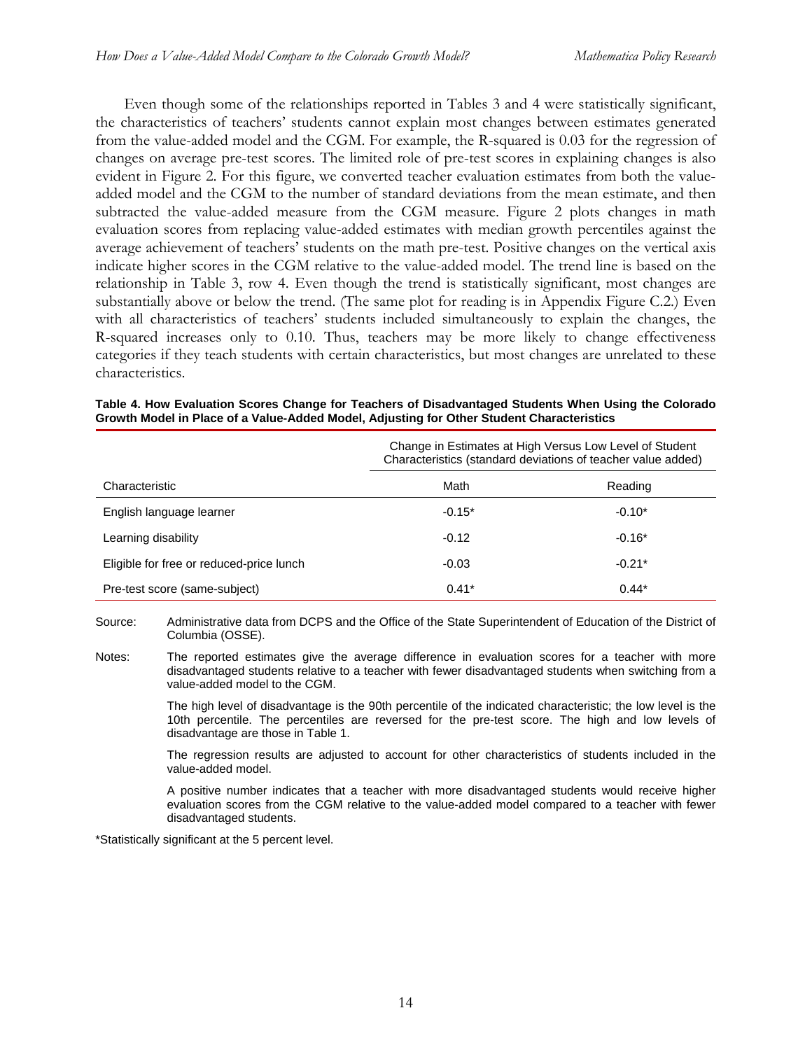Even though some of the relationships reported in Tables 3 and 4 were statistically significant, the characteristics of teachers' students cannot explain most changes between estimates generated from the value-added model and the CGM. For example, the R-squared is 0.03 for the regression of changes on average pre-test scores. The limited role of pre-test scores in explaining changes is also evident in Figure 2. For this figure, we converted teacher evaluation estimates from both the value-added model and the CGM to the number of standard deviations from the mean estimate, and then subtracted the value-added measure from the CGM measure. Figure 2 plots changes in math evaluation scores from replacing value-added estimates with median growth percentiles against the average achievement of teachers' students on the math pre-test. Positive changes on the vertical axis indicate higher scores in the CGM relative to the value-added model. The trend line is based on the relationship in Table 3, row 4. Even though the trend is statistically significant, most changes are substantially above or below the trend. (The same plot for reading is in Appendix Figure C.2.) Even with all characteristics of teachers' students included simultaneously to explain the changes, the R-squared increases only to 0.10. Thus, teachers may be more likely to change effectiveness categories if they teach students with certain characteristics, but most changes are unrelated to these characteristics.

**Table 4. How Evaluation Scores Change for Teachers of Disadvantaged Students When Using the Colorado Growth Model in Place of a Value-Added Model, Adjusting for Other Student Characteristics**

| | Change in Estimates at High Versus Low Level of Student Characteristics (standard deviations of teacher value added) | |
|---|---|---|
| Characteristic | Math | Reading |
| English language learner | -0.15* | -0.10* |
| Learning disability | -0.12 | -0.16* |
| Eligible for free or reduced-price lunch | -0.03 | -0.21* |
| Pre-test score (same-subject) | 0.41* | 0.44* |

Source: Administrative data from DCPS and the Office of the State Superintendent of Education of the District of Columbia (OSSE).

Notes: The reported estimates give the average difference in evaluation scores for a teacher with more disadvantaged students relative to a teacher with fewer disadvantaged students when switching from a value-added model to the CGM.

The high level of disadvantage is the 90th percentile of the indicated characteristic; the low level is the 10th percentile. The percentiles are reversed for the pre-test score. The high and low levels of disadvantage are those in Table 1.

The regression results are adjusted to account for other characteristics of students included in the value-added model.

A positive number indicates that a teacher with more disadvantaged students would receive higher evaluation scores from the CGM relative to the value-added model compared to a teacher with fewer disadvantaged students.

*Statistically significant at the 5 percent level.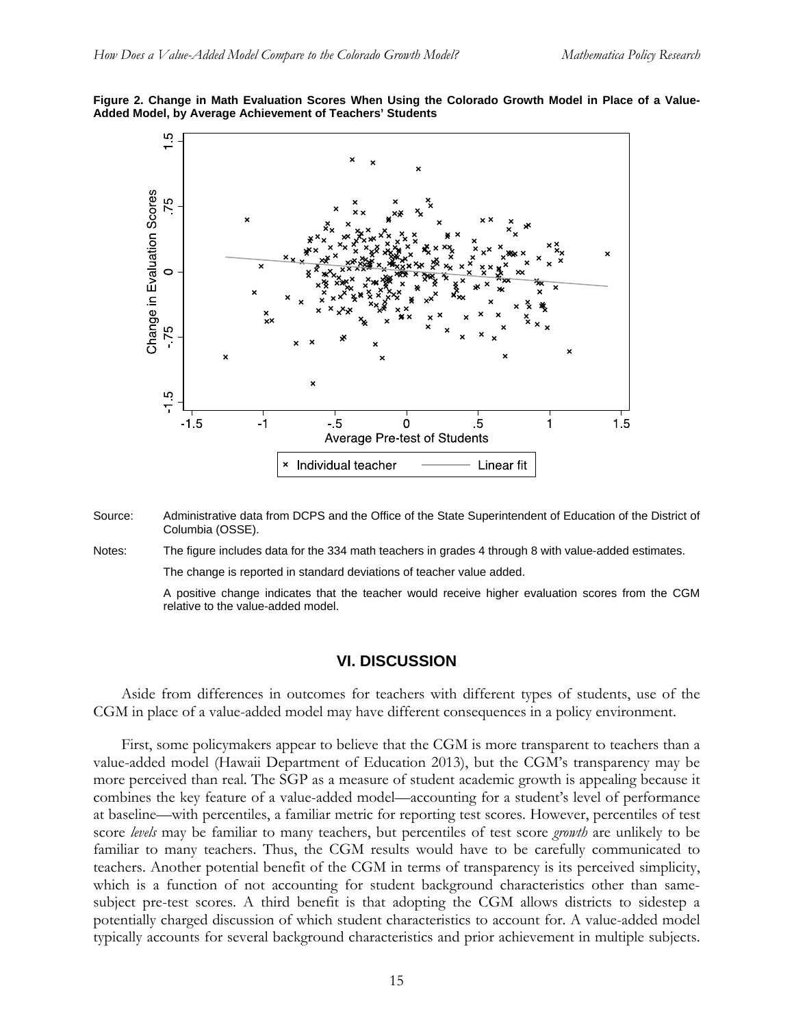**Figure 2. Change in Math Evaluation Scores When Using the Colorado Growth Model in Place of a Value-Added Model, by Average Achievement of Teachers' Students**

Source: Administrative data from DCPS and the Office of the State Superintendent of Education of the District of Columbia (OSSE).

Notes: The figure includes data for the 334 math teachers in grades 4 through 8 with value-added estimates.

The change is reported in standard deviations of teacher value added.

A positive change indicates that the teacher would receive higher evaluation scores from the CGM relative to the value-added model.

## VI. DISCUSSION

Aside from differences in outcomes for teachers with different types of students, use of the CGM in place of a value-added model may have different consequences in a policy environment.

First, some policymakers appear to believe that the CGM is more transparent to teachers than a value-added model (Hawaii Department of Education 2013), but the CGM's transparency may be more perceived than real. The SGP as a measure of student academic growth is appealing because it combines the key feature of a value-added model—accounting for a student's level of performance at baseline—with percentiles, a familiar metric for reporting test scores. However, percentiles of test score *levels* may be familiar to many teachers, but percentiles of test score *growth* are unlikely to be familiar to many teachers. Thus, the CGM results would have to be carefully communicated to teachers. Another potential benefit of the CGM in terms of transparency is its perceived simplicity, which is a function of not accounting for student background characteristics other than same-subject pre-test scores. A third benefit is that adopting the CGM allows districts to sidestep a potentially charged discussion of which student characteristics to account for. A value-added model typically accounts for several background characteristics and prior achievement in multiple subjects.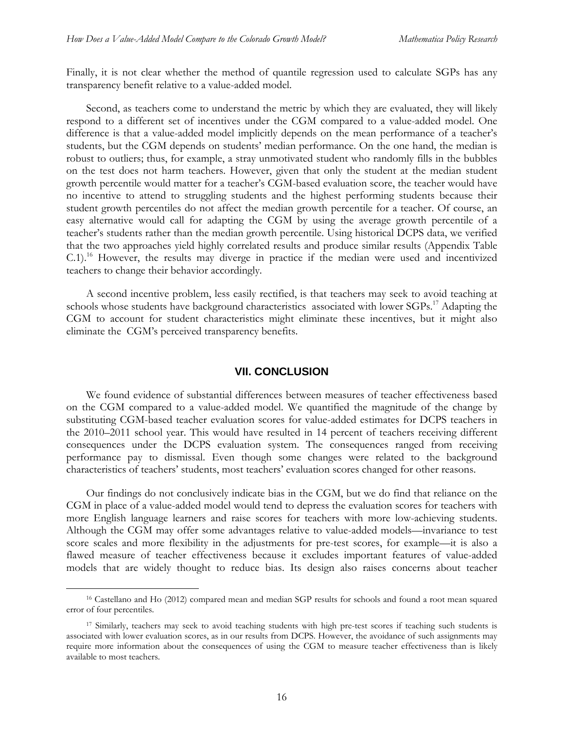Finally, it is not clear whether the method of quantile regression used to calculate SGPs has any transparency benefit relative to a value-added model.

Second, as teachers come to understand the metric by which they are evaluated, they will likely respond to a different set of incentives under the CGM compared to a value-added model. One difference is that a value-added model implicitly depends on the mean performance of a teacher's students, but the CGM depends on students' median performance. On the one hand, the median is robust to outliers; thus, for example, a stray unmotivated student who randomly fills in the bubbles on the test does not harm teachers. However, given that only the student at the median student growth percentile would matter for a teacher's CGM-based evaluation score, the teacher would have no incentive to attend to struggling students and the highest performing students because their student growth percentiles do not affect the median growth percentile for a teacher. Of course, an easy alternative would call for adapting the CGM by using the average growth percentile of a teacher's students rather than the median growth percentile. Using historical DCPS data, we verified that the two approaches yield highly correlated results and produce similar results (Appendix Table C.1).[16] However, the results may diverge in practice if the median were used and incentivized teachers to change their behavior accordingly.

A second incentive problem, less easily rectified, is that teachers may seek to avoid teaching at schools whose students have background characteristics associated with lower SGPs.[17] Adapting the CGM to account for student characteristics might eliminate these incentives, but it might also eliminate the CGM's perceived transparency benefits.

## VII. CONCLUSION

We found evidence of substantial differences between measures of teacher effectiveness based on the CGM compared to a value-added model. We quantified the magnitude of the change by substituting CGM-based teacher evaluation scores for value-added estimates for DCPS teachers in the 2010–2011 school year. This would have resulted in 14 percent of teachers receiving different consequences under the DCPS evaluation system. The consequences ranged from receiving performance pay to dismissal. Even though some changes were related to the background characteristics of teachers' students, most teachers' evaluation scores changed for other reasons.

Our findings do not conclusively indicate bias in the CGM, but we do find that reliance on the CGM in place of a value-added model would tend to depress the evaluation scores for teachers with more English language learners and raise scores for teachers with more low-achieving students. Although the CGM may offer some advantages relative to value-added models—invariance to test score scales and more flexibility in the adjustments for pre-test scores, for example—it is also a flawed measure of teacher effectiveness because it excludes important features of value-added models that are widely thought to reduce bias. Its design also raises concerns about teacher

[16] Castellano and Ho (2012) compared mean and median SGP results for schools and found a root mean squared error of four percentiles.

[17] Similarly, teachers may seek to avoid teaching students with high pre-test scores if teaching such students is associated with lower evaluation scores, as in our results from DCPS. However, the avoidance of such assignments may require more information about the consequences of using the CGM to measure teacher effectiveness than is likely available to most teachers.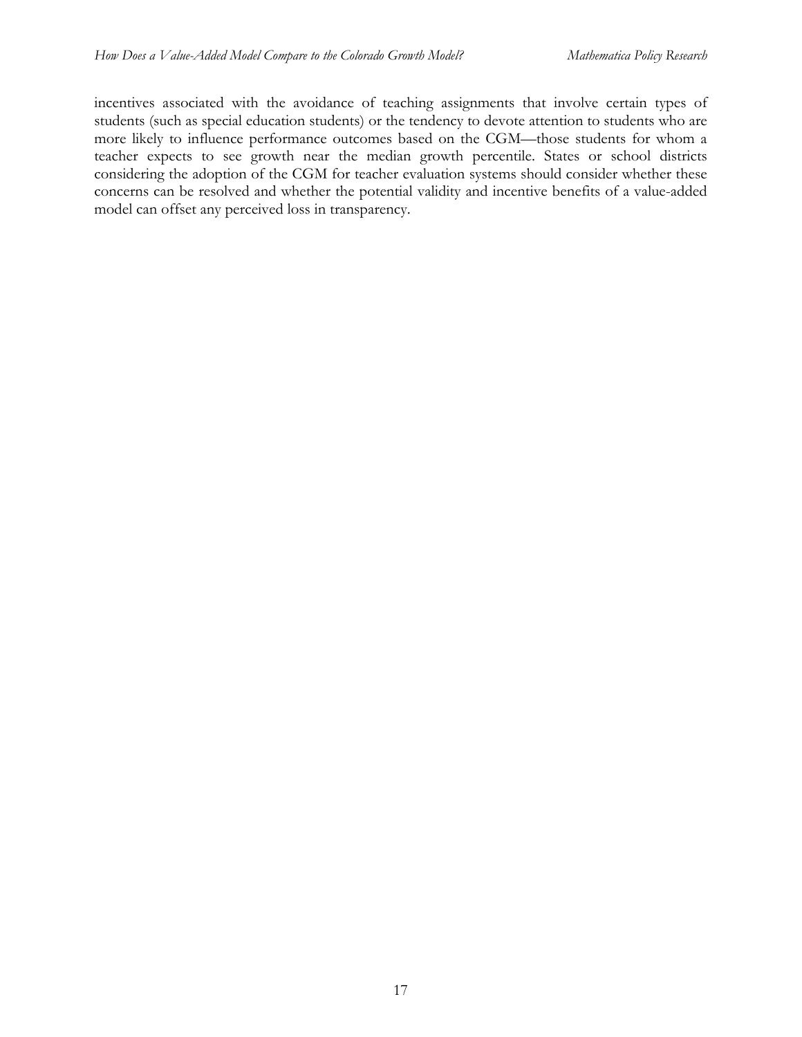incentives associated with the avoidance of teaching assignments that involve certain types of students (such as special education students) or the tendency to devote attention to students who are more likely to influence performance outcomes based on the CGM—those students for whom a teacher expects to see growth near the median growth percentile. States or school districts considering the adoption of the CGM for teacher evaluation systems should consider whether these concerns can be resolved and whether the potential validity and incentive benefits of a value-added model can offset any perceived loss in transparency.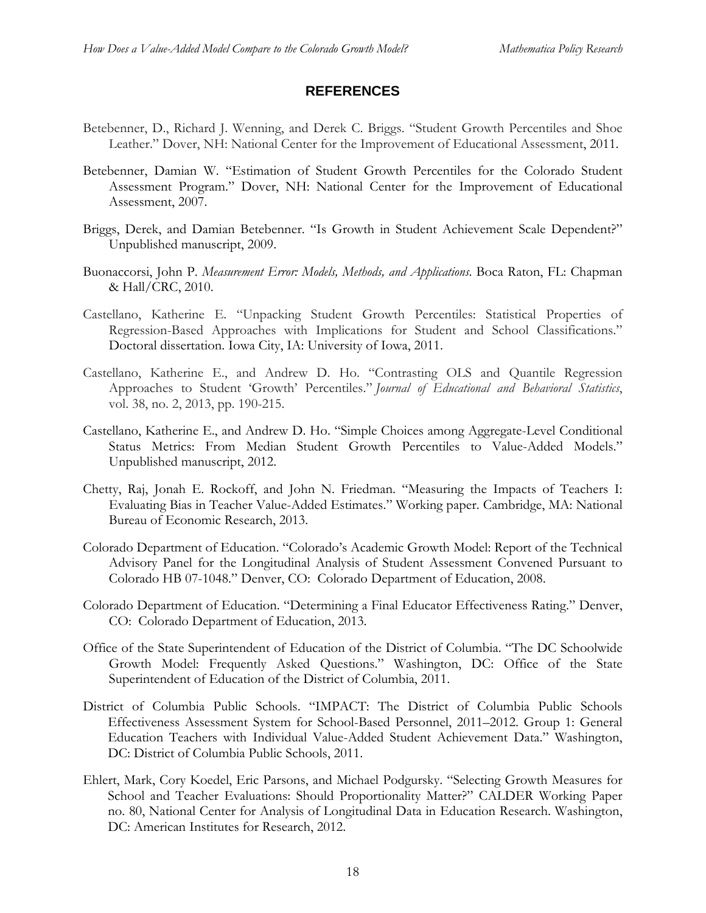# REFERENCES

Betebenner, D., Richard J. Wenning, and Derek C. Briggs. "Student Growth Percentiles and Shoe Leather." Dover, NH: National Center for the Improvement of Educational Assessment, 2011.

Betebenner, Damian W. "Estimation of Student Growth Percentiles for the Colorado Student Assessment Program." Dover, NH: National Center for the Improvement of Educational Assessment, 2007.

Briggs, Derek, and Damian Betebenner. "Is Growth in Student Achievement Scale Dependent?" Unpublished manuscript, 2009.

Buonaccorsi, John P. *Measurement Error: Models, Methods, and Applications*. Boca Raton, FL: Chapman & Hall/CRC, 2010.

Castellano, Katherine E. "Unpacking Student Growth Percentiles: Statistical Properties of Regression-Based Approaches with Implications for Student and School Classifications." Doctoral dissertation. Iowa City, IA: University of Iowa, 2011.

Castellano, Katherine E., and Andrew D. Ho. "Contrasting OLS and Quantile Regression Approaches to Student 'Growth' Percentiles." *Journal of Educational and Behavioral Statistics*, vol. 38, no. 2, 2013, pp. 190-215.

Castellano, Katherine E., and Andrew D. Ho. "Simple Choices among Aggregate-Level Conditional Status Metrics: From Median Student Growth Percentiles to Value-Added Models." Unpublished manuscript, 2012.

Chetty, Raj, Jonah E. Rockoff, and John N. Friedman. "Measuring the Impacts of Teachers I: Evaluating Bias in Teacher Value-Added Estimates." Working paper. Cambridge, MA: National Bureau of Economic Research, 2013.

Colorado Department of Education. "Colorado's Academic Growth Model: Report of the Technical Advisory Panel for the Longitudinal Analysis of Student Assessment Convened Pursuant to Colorado HB 07-1048." Denver, CO: Colorado Department of Education, 2008.

Colorado Department of Education. "Determining a Final Educator Effectiveness Rating." Denver, CO: Colorado Department of Education, 2013.

Office of the State Superintendent of Education of the District of Columbia. "The DC Schoolwide Growth Model: Frequently Asked Questions." Washington, DC: Office of the State Superintendent of Education of the District of Columbia, 2011.

District of Columbia Public Schools. "IMPACT: The District of Columbia Public Schools Effectiveness Assessment System for School-Based Personnel, 2011–2012. Group 1: General Education Teachers with Individual Value-Added Student Achievement Data." Washington, DC: District of Columbia Public Schools, 2011.

Ehlert, Mark, Cory Koedel, Eric Parsons, and Michael Podgursky. "Selecting Growth Measures for School and Teacher Evaluations: Should Proportionality Matter?" CALDER Working Paper no. 80, National Center for Analysis of Longitudinal Data in Education Research. Washington, DC: American Institutes for Research, 2012.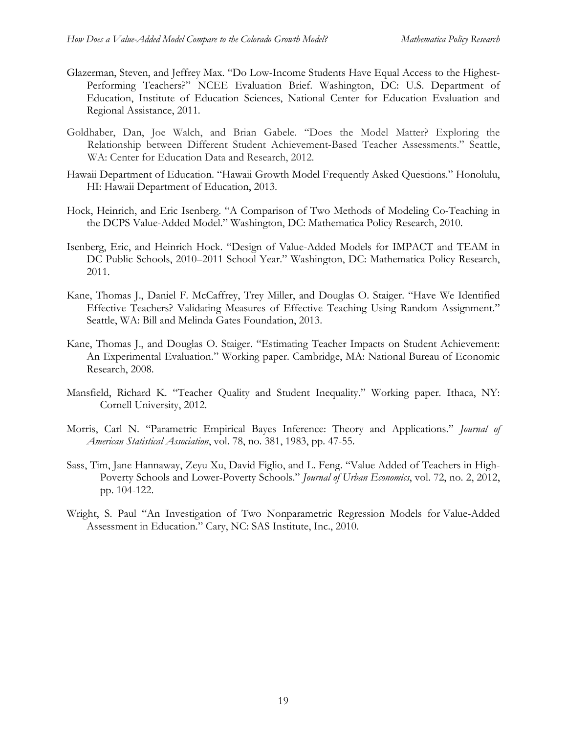Glazerman, Steven, and Jeffrey Max. "Do Low-Income Students Have Equal Access to the Highest-Performing Teachers?" NCEE Evaluation Brief. Washington, DC: U.S. Department of Education, Institute of Education Sciences, National Center for Education Evaluation and Regional Assistance, 2011.

Goldhaber, Dan, Joe Walch, and Brian Gabele. "Does the Model Matter? Exploring the Relationship between Different Student Achievement-Based Teacher Assessments." Seattle, WA: Center for Education Data and Research, 2012.

Hawaii Department of Education. "Hawaii Growth Model Frequently Asked Questions." Honolulu, HI: Hawaii Department of Education, 2013.

Hock, Heinrich, and Eric Isenberg. "A Comparison of Two Methods of Modeling Co-Teaching in the DCPS Value-Added Model." Washington, DC: Mathematica Policy Research, 2010.

Isenberg, Eric, and Heinrich Hock. "Design of Value-Added Models for IMPACT and TEAM in DC Public Schools, 2010–2011 School Year." Washington, DC: Mathematica Policy Research, 2011.

Kane, Thomas J., Daniel F. McCaffrey, Trey Miller, and Douglas O. Staiger. "Have We Identified Effective Teachers? Validating Measures of Effective Teaching Using Random Assignment." Seattle, WA: Bill and Melinda Gates Foundation, 2013.

Kane, Thomas J., and Douglas O. Staiger. "Estimating Teacher Impacts on Student Achievement: An Experimental Evaluation." Working paper. Cambridge, MA: National Bureau of Economic Research, 2008.

Mansfield, Richard K. "Teacher Quality and Student Inequality." Working paper. Ithaca, NY: Cornell University, 2012.

Morris, Carl N. "Parametric Empirical Bayes Inference: Theory and Applications." *Journal of American Statistical Association*, vol. 78, no. 381, 1983, pp. 47-55.

Sass, Tim, Jane Hannaway, Zeyu Xu, David Figlio, and L. Feng. "Value Added of Teachers in High-Poverty Schools and Lower-Poverty Schools." *Journal of Urban Economics*, vol. 72, no. 2, 2012, pp. 104-122.

Wright, S. Paul "An Investigation of Two Nonparametric Regression Models for Value-Added Assessment in Education." Cary, NC: SAS Institute, Inc., 2010.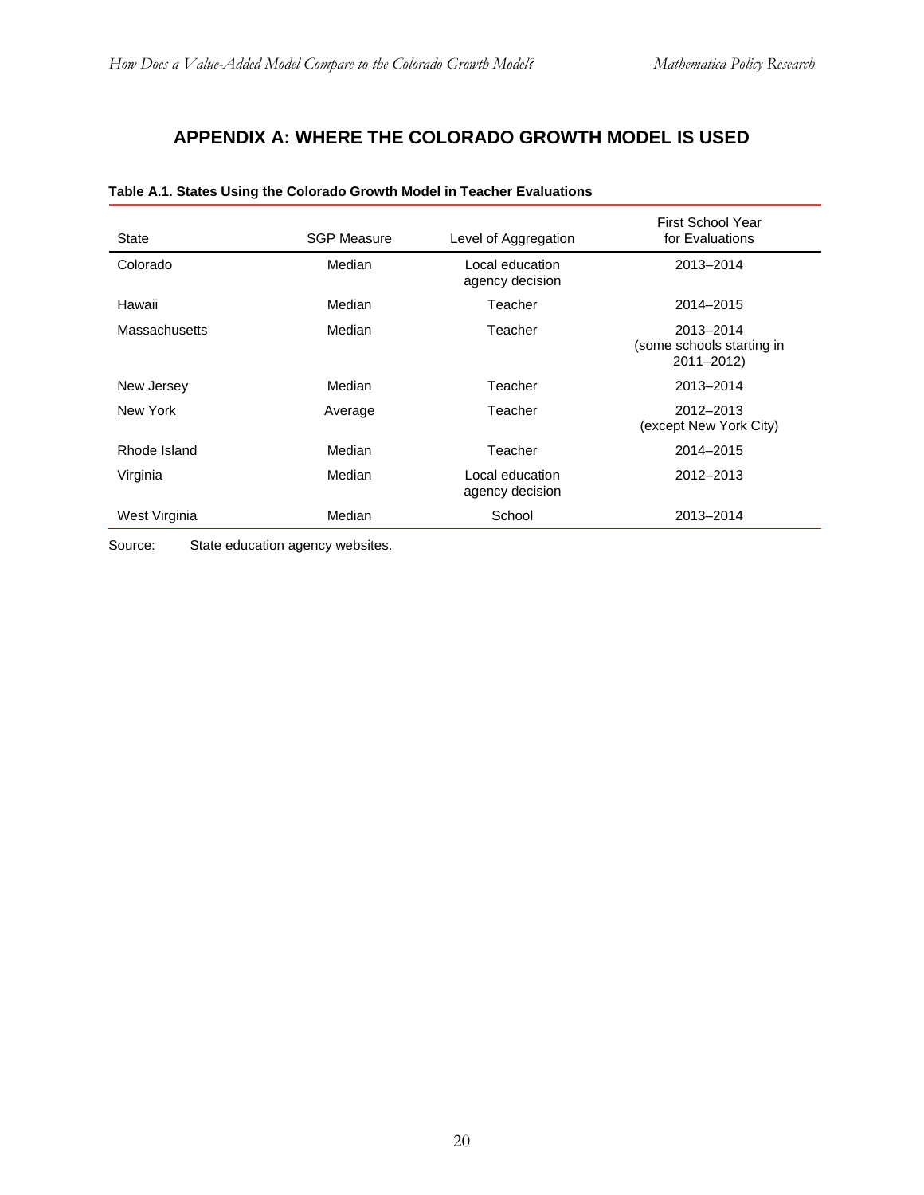# APPENDIX A: WHERE THE COLORADO GROWTH MODEL IS USED

**Table A.1. States Using the Colorado Growth Model in Teacher Evaluations**

| State | SGP Measure | Level of Aggregation | First School Year for Evaluations |
|---|---|---|---|
| Colorado | Median | Local education agency decision | 2013–2014 |
| Hawaii | Median | Teacher | 2014–2015 |
| Massachusetts | Median | Teacher | 2013–2014 (some schools starting in 2011–2012) |
| New Jersey | Median | Teacher | 2013–2014 |
| New York | Average | Teacher | 2012–2013 (except New York City) |
| Rhode Island | Median | Teacher | 2014–2015 |
| Virginia | Median | Local education agency decision | 2012–2013 |
| West Virginia | Median | School | 2013–2014 |

Source: State education agency websites.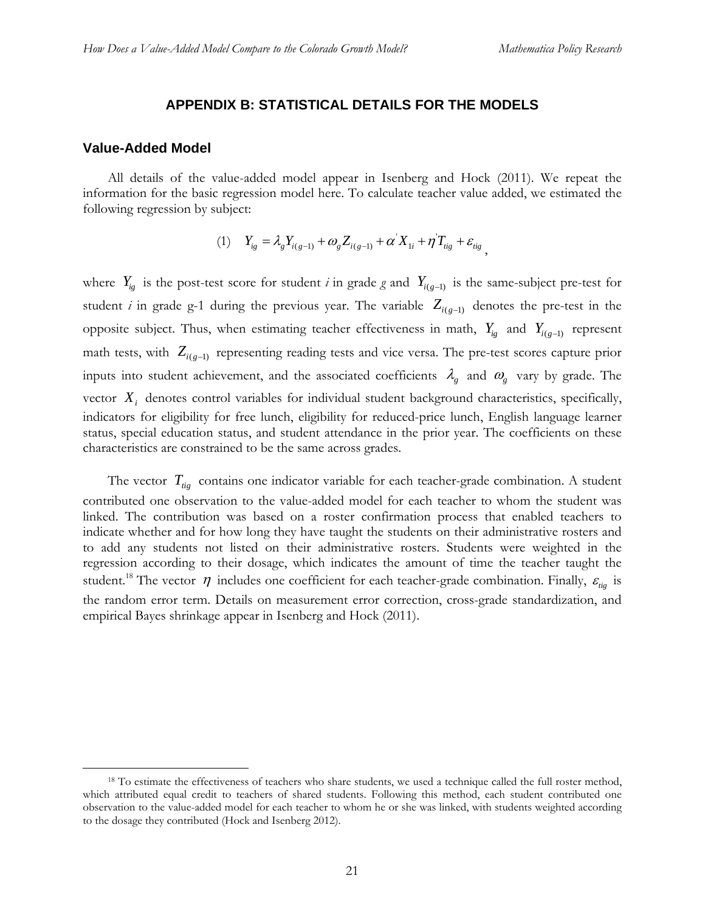# APPENDIX B: STATISTICAL DETAILS FOR THE MODELS

## Value-Added Model

All details of the value-added model appear in Isenberg and Hock (2011). We repeat the information for the basic regression model here. To calculate teacher value added, we estimated the following regression by subject:

$$(1) \quad Y_{ig} = \lambda_g Y_{i(g-1)} + \omega_g Z_{i(g-1)} + \alpha' X_{1i} + \eta' T_{tig} + \varepsilon_{tig} \, ,$$

where $Y_{ig}$ is the post-test score for student *i* in grade *g* and $Y_{i(g-1)}$ is the same-subject pre-test for student *i* in grade g-1 during the previous year. The variable $Z_{i(g-1)}$ denotes the pre-test in the opposite subject. Thus, when estimating teacher effectiveness in math, $Y_{ig}$ and $Y_{i(g-1)}$ represent math tests, with $Z_{i(g-1)}$ representing reading tests and vice versa. The pre-test scores capture prior inputs into student achievement, and the associated coefficients $\lambda_g$ and $\omega_g$ vary by grade. The vector $X_i$ denotes control variables for individual student background characteristics, specifically, indicators for eligibility for free lunch, eligibility for reduced-price lunch, English language learner status, special education status, and student attendance in the prior year. The coefficients on these characteristics are constrained to be the same across grades.

The vector $T_{tig}$ contains one indicator variable for each teacher-grade combination. A student contributed one observation to the value-added model for each teacher to whom the student was linked. The contribution was based on a roster confirmation process that enabled teachers to indicate whether and for how long they have taught the students on their administrative rosters and to add any students not listed on their administrative rosters. Students were weighted in the regression according to their dosage, which indicates the amount of time the teacher taught the student.[18] The vector $\eta$ includes one coefficient for each teacher-grade combination. Finally, $\varepsilon_{tig}$ is the random error term. Details on measurement error correction, cross-grade standardization, and empirical Bayes shrinkage appear in Isenberg and Hock (2011).

[18] To estimate the effectiveness of teachers who share students, we used a technique called the full roster method, which attributed equal credit to teachers of shared students. Following this method, each student contributed one observation to the value-added model for each teacher to whom he or she was linked, with students weighted according to the dosage they contributed (Hock and Isenberg 2012).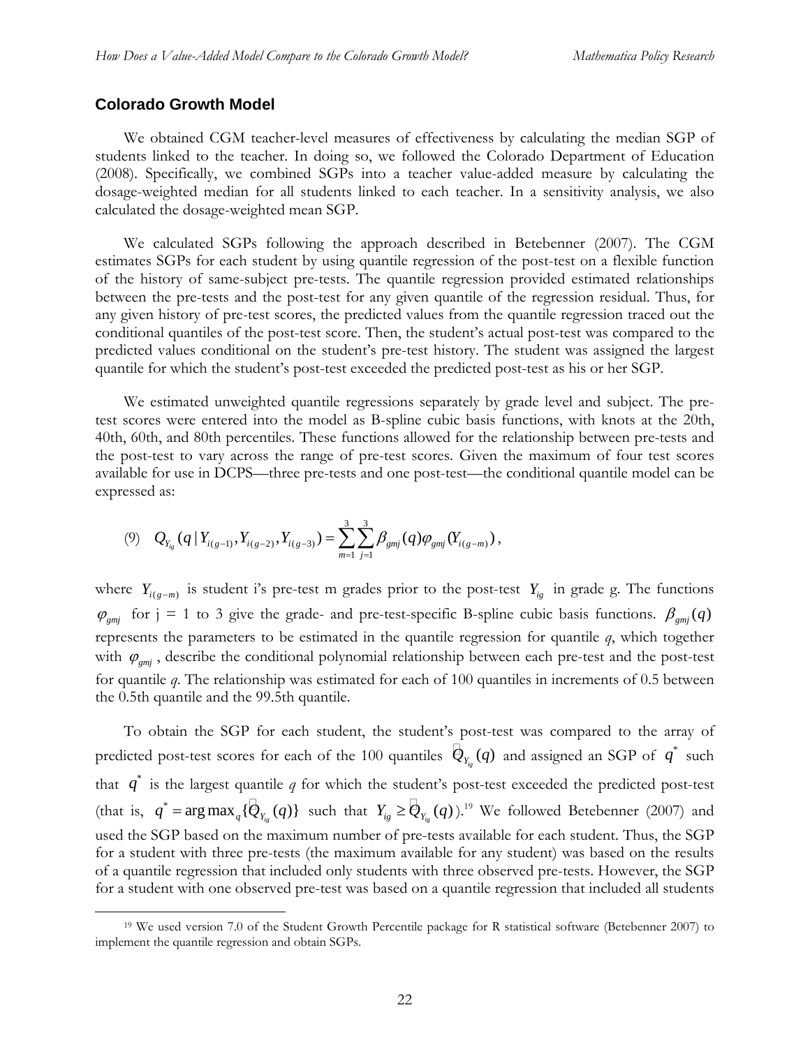## Colorado Growth Model

We obtained CGM teacher-level measures of effectiveness by calculating the median SGP of students linked to the teacher. In doing so, we followed the Colorado Department of Education (2008). Specifically, we combined SGPs into a teacher value-added measure by calculating the dosage-weighted median for all students linked to each teacher. In a sensitivity analysis, we also calculated the dosage-weighted mean SGP.

We calculated SGPs following the approach described in Betebenner (2007). The CGM estimates SGPs for each student by using quantile regression of the post-test on a flexible function of the history of same-subject pre-tests. The quantile regression provided estimated relationships between the pre-tests and the post-test for any given quantile of the regression residual. Thus, for any given history of pre-test scores, the predicted values from the quantile regression traced out the conditional quantiles of the post-test score. Then, the student's actual post-test was compared to the predicted values conditional on the student's pre-test history. The student was assigned the largest quantile for which the student's post-test exceeded the predicted post-test as his or her SGP.

We estimated unweighted quantile regressions separately by grade level and subject. The pre-test scores were entered into the model as B-spline cubic basis functions, with knots at the 20th, 40th, 60th, and 80th percentiles. These functions allowed for the relationship between pre-tests and the post-test to vary across the range of pre-test scores. Given the maximum of four test scores available for use in DCPS—three pre-tests and one post-test—the conditional quantile model can be expressed as:

$$(9) \quad Q_{Y_{ig}}(q \mid Y_{i(g-1)}, Y_{i(g-2)}, Y_{i(g-3)}) = \sum_{m=1}^{3} \sum_{j=1}^{3} \beta_{gmj}(q) \varphi_{gmj}(Y_{i(g-m)}),$$

where $Y_{i(g-m)}$ is student i's pre-test m grades prior to the post-test $Y_{ig}$ in grade g. The functions $\varphi_{gmj}$ for j = 1 to 3 give the grade- and pre-test-specific B-spline cubic basis functions. $\beta_{gmj}(q)$ represents the parameters to be estimated in the quantile regression for quantile *q*, which together with $\varphi_{gmj}$, describe the conditional polynomial relationship between each pre-test and the post-test for quantile *q*. The relationship was estimated for each of 100 quantiles in increments of 0.5 between the 0.5th quantile and the 99.5th quantile.

To obtain the SGP for each student, the student's post-test was compared to the array of predicted post-test scores for each of the 100 quantiles $\hat{Q}_{Y_{ig}}(q)$ and assigned an SGP of $q^*$ such that $q^*$ is the largest quantile *q* for which the student's post-test exceeded the predicted post-test (that is, $q^* = \arg\max_q \{\hat{Q}_{Y_{ig}}(q)\}$ such that $Y_{ig} \geq \hat{Q}_{Y_{ig}}(q)$).[19] We followed Betebenner (2007) and used the SGP based on the maximum number of pre-tests available for each student. Thus, the SGP for a student with three pre-tests (the maximum available for any student) was based on the results of a quantile regression that included only students with three observed pre-tests. However, the SGP for a student with one observed pre-test was based on a quantile regression that included all students

[19] We used version 7.0 of the Student Growth Percentile package for R statistical software (Betebenner 2007) to implement the quantile regression and obtain SGPs.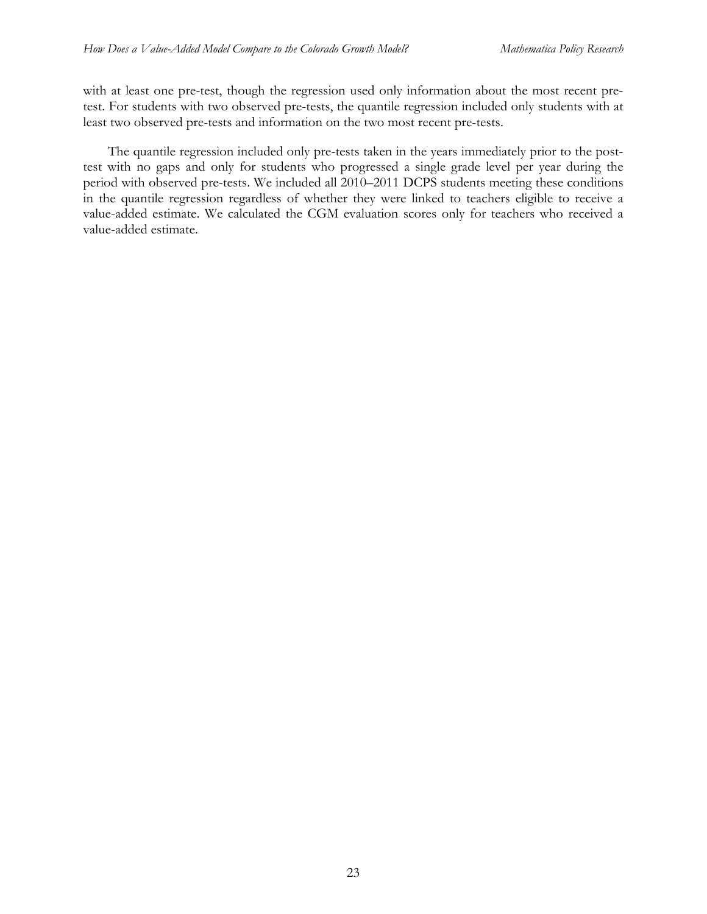with at least one pre-test, though the regression used only information about the most recent pre-test. For students with two observed pre-tests, the quantile regression included only students with at least two observed pre-tests and information on the two most recent pre-tests.

The quantile regression included only pre-tests taken in the years immediately prior to the post-test with no gaps and only for students who progressed a single grade level per year during the period with observed pre-tests. We included all 2010–2011 DCPS students meeting these conditions in the quantile regression regardless of whether they were linked to teachers eligible to receive a value-added estimate. We calculated the CGM evaluation scores only for teachers who received a value-added estimate.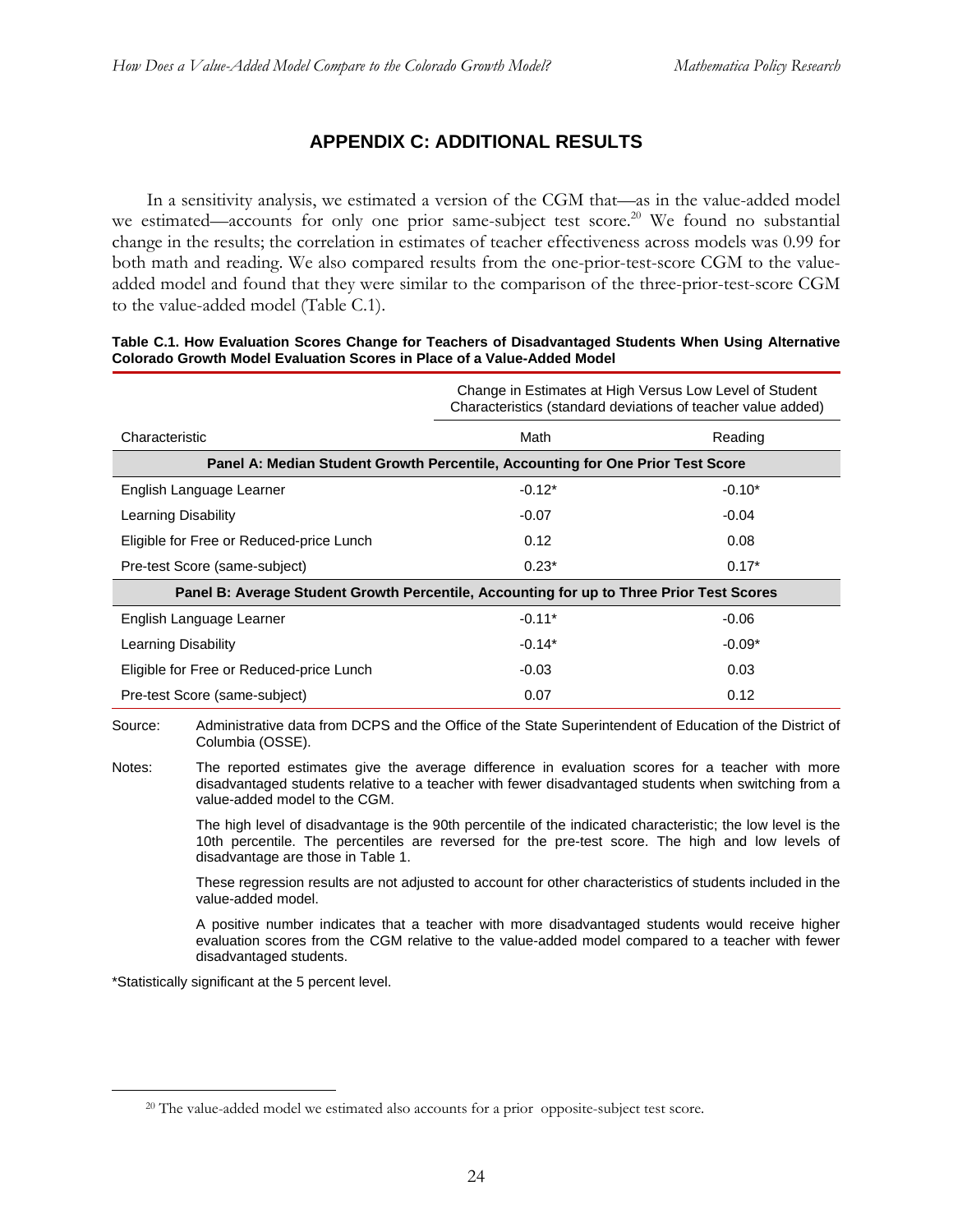## APPENDIX C: ADDITIONAL RESULTS

In a sensitivity analysis, we estimated a version of the CGM that—as in the value-added model we estimated—accounts for only one prior same-subject test score.[20] We found no substantial change in the results; the correlation in estimates of teacher effectiveness across models was 0.99 for both math and reading. We also compared results from the one-prior-test-score CGM to the value-added model and found that they were similar to the comparison of the three-prior-test-score CGM to the value-added model (Table C.1).

**Table C.1. How Evaluation Scores Change for Teachers of Disadvantaged Students When Using Alternative Colorado Growth Model Evaluation Scores in Place of a Value-Added Model**

| | Change in Estimates at High Versus Low Level of Student Characteristics (standard deviations of teacher value added) | |
|---|---|---|
| Characteristic | Math | Reading |
| **Panel A: Median Student Growth Percentile, Accounting for One Prior Test Score** | | |
| English Language Learner | -0.12* | -0.10* |
| Learning Disability | -0.07 | -0.04 |
| Eligible for Free or Reduced-price Lunch | 0.12 | 0.08 |
| Pre-test Score (same-subject) | 0.23* | 0.17* |
| **Panel B: Average Student Growth Percentile, Accounting for up to Three Prior Test Scores** | | |
| English Language Learner | -0.11* | -0.06 |
| Learning Disability | -0.14* | -0.09* |
| Eligible for Free or Reduced-price Lunch | -0.03 | 0.03 |
| Pre-test Score (same-subject) | 0.07 | 0.12 |

Source: Administrative data from DCPS and the Office of the State Superintendent of Education of the District of Columbia (OSSE).

Notes: The reported estimates give the average difference in evaluation scores for a teacher with more disadvantaged students relative to a teacher with fewer disadvantaged students when switching from a value-added model to the CGM.

The high level of disadvantage is the 90th percentile of the indicated characteristic; the low level is the 10th percentile. The percentiles are reversed for the pre-test score. The high and low levels of disadvantage are those in Table 1.

These regression results are not adjusted to account for other characteristics of students included in the value-added model.

A positive number indicates that a teacher with more disadvantaged students would receive higher evaluation scores from the CGM relative to the value-added model compared to a teacher with fewer disadvantaged students.

*Statistically significant at the 5 percent level.

[20] The value-added model we estimated also accounts for a prior opposite-subject test score.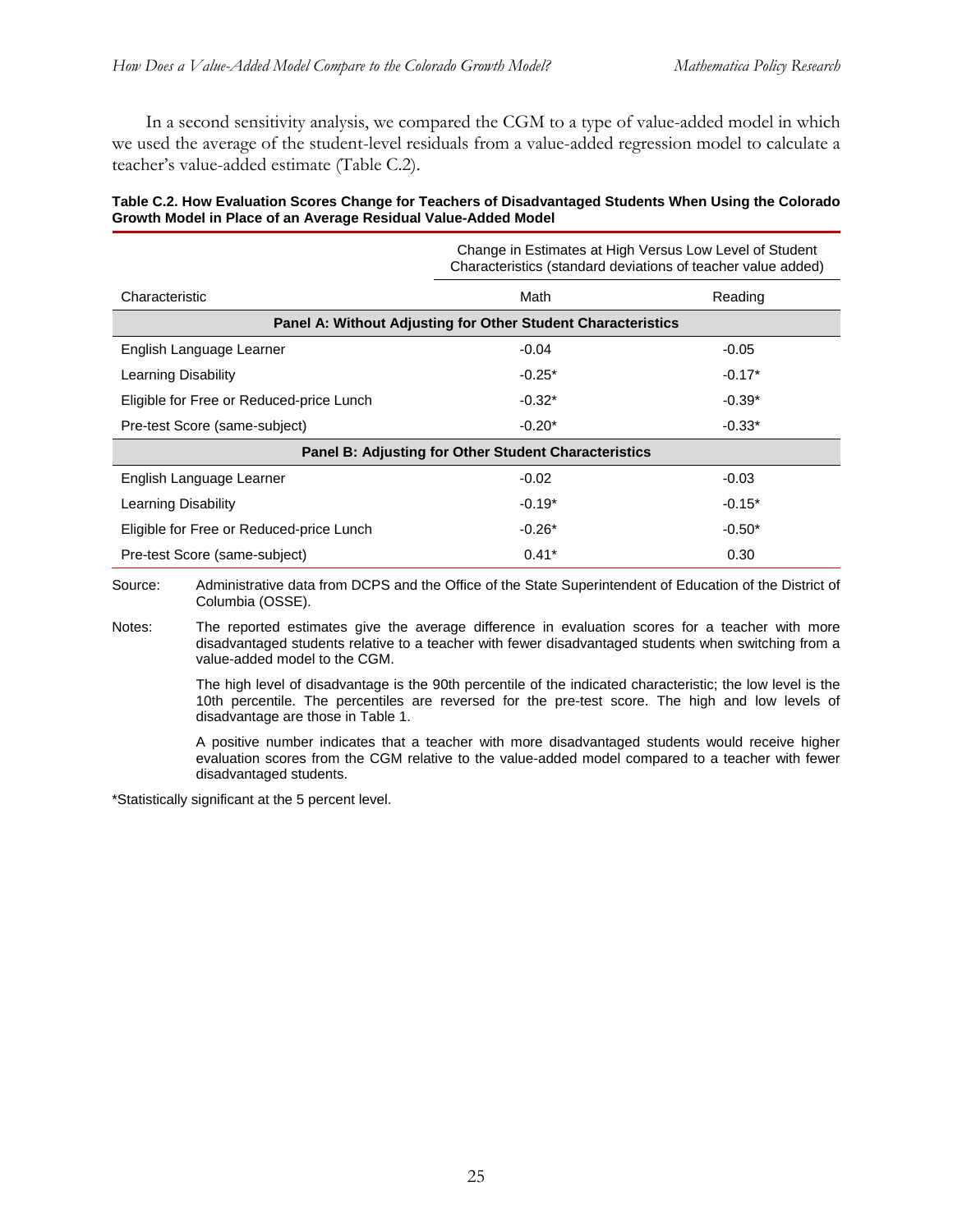In a second sensitivity analysis, we compared the CGM to a type of value-added model in which we used the average of the student-level residuals from a value-added regression model to calculate a teacher's value-added estimate (Table C.2).

**Table C.2. How Evaluation Scores Change for Teachers of Disadvantaged Students When Using the Colorado Growth Model in Place of an Average Residual Value-Added Model**

| | Change in Estimates at High Versus Low Level of Student Characteristics (standard deviations of teacher value added) | |
|---|---|---|
| Characteristic | Math | Reading |
| **Panel A: Without Adjusting for Other Student Characteristics** | | |
| English Language Learner | -0.04 | -0.05 |
| Learning Disability | -0.25* | -0.17* |
| Eligible for Free or Reduced-price Lunch | -0.32* | -0.39* |
| Pre-test Score (same-subject) | -0.20* | -0.33* |
| **Panel B: Adjusting for Other Student Characteristics** | | |
| English Language Learner | -0.02 | -0.03 |
| Learning Disability | -0.19* | -0.15* |
| Eligible for Free or Reduced-price Lunch | -0.26* | -0.50* |
| Pre-test Score (same-subject) | 0.41* | 0.30 |

Source: Administrative data from DCPS and the Office of the State Superintendent of Education of the District of Columbia (OSSE).

Notes: The reported estimates give the average difference in evaluation scores for a teacher with more disadvantaged students relative to a teacher with fewer disadvantaged students when switching from a value-added model to the CGM.

The high level of disadvantage is the 90th percentile of the indicated characteristic; the low level is the 10th percentile. The percentiles are reversed for the pre-test score. The high and low levels of disadvantage are those in Table 1.

A positive number indicates that a teacher with more disadvantaged students would receive higher evaluation scores from the CGM relative to the value-added model compared to a teacher with fewer disadvantaged students.

*Statistically significant at the 5 percent level.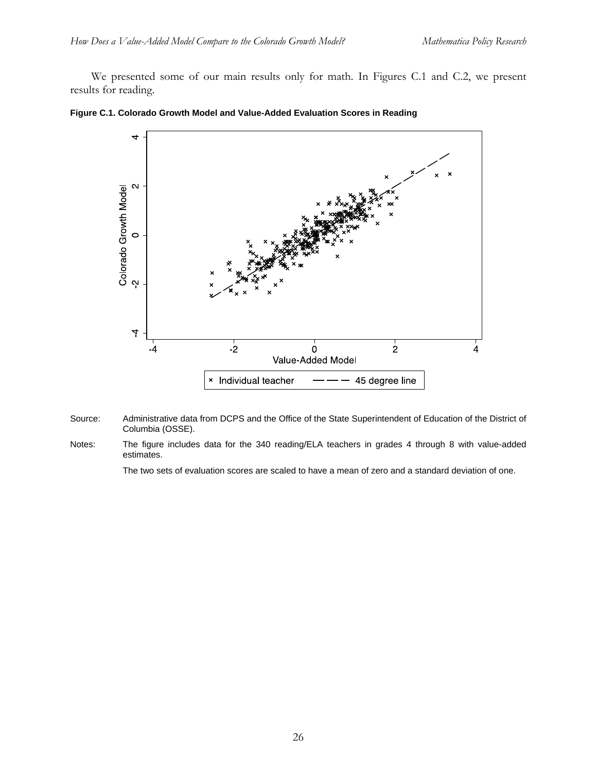We presented some of our main results only for math. In Figures C.1 and C.2, we present results for reading.

**Figure C.1. Colorado Growth Model and Value-Added Evaluation Scores in Reading**

Source: Administrative data from DCPS and the Office of the State Superintendent of Education of the District of Columbia (OSSE).

Notes: The figure includes data for the 340 reading/ELA teachers in grades 4 through 8 with value-added estimates.

The two sets of evaluation scores are scaled to have a mean of zero and a standard deviation of one.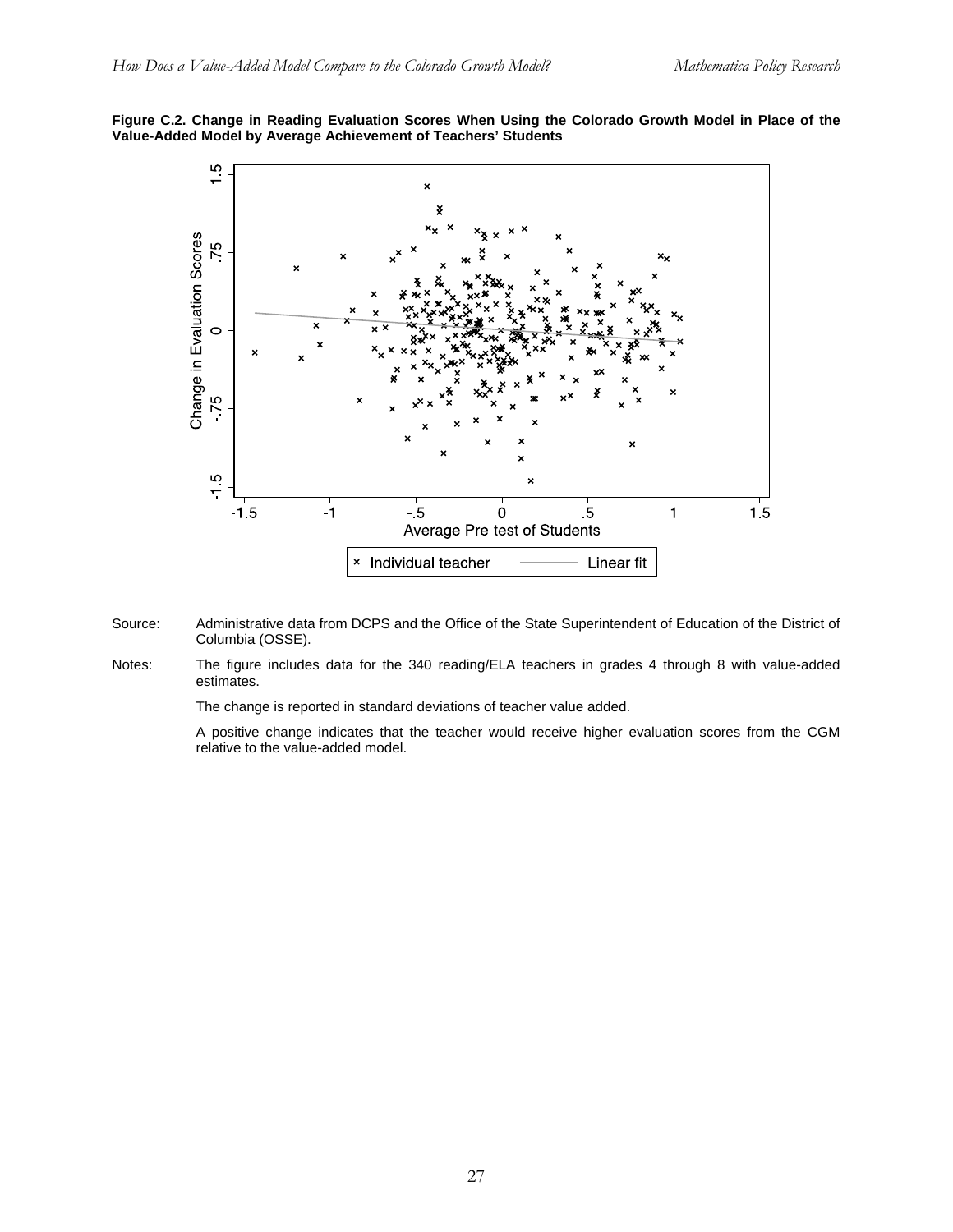**Figure C.2. Change in Reading Evaluation Scores When Using the Colorado Growth Model in Place of the Value-Added Model by Average Achievement of Teachers' Students**

Source: Administrative data from DCPS and the Office of the State Superintendent of Education of the District of Columbia (OSSE).

Notes: The figure includes data for the 340 reading/ELA teachers in grades 4 through 8 with value-added estimates.

The change is reported in standard deviations of teacher value added.

A positive change indicates that the teacher would receive higher evaluation scores from the CGM relative to the value-added model.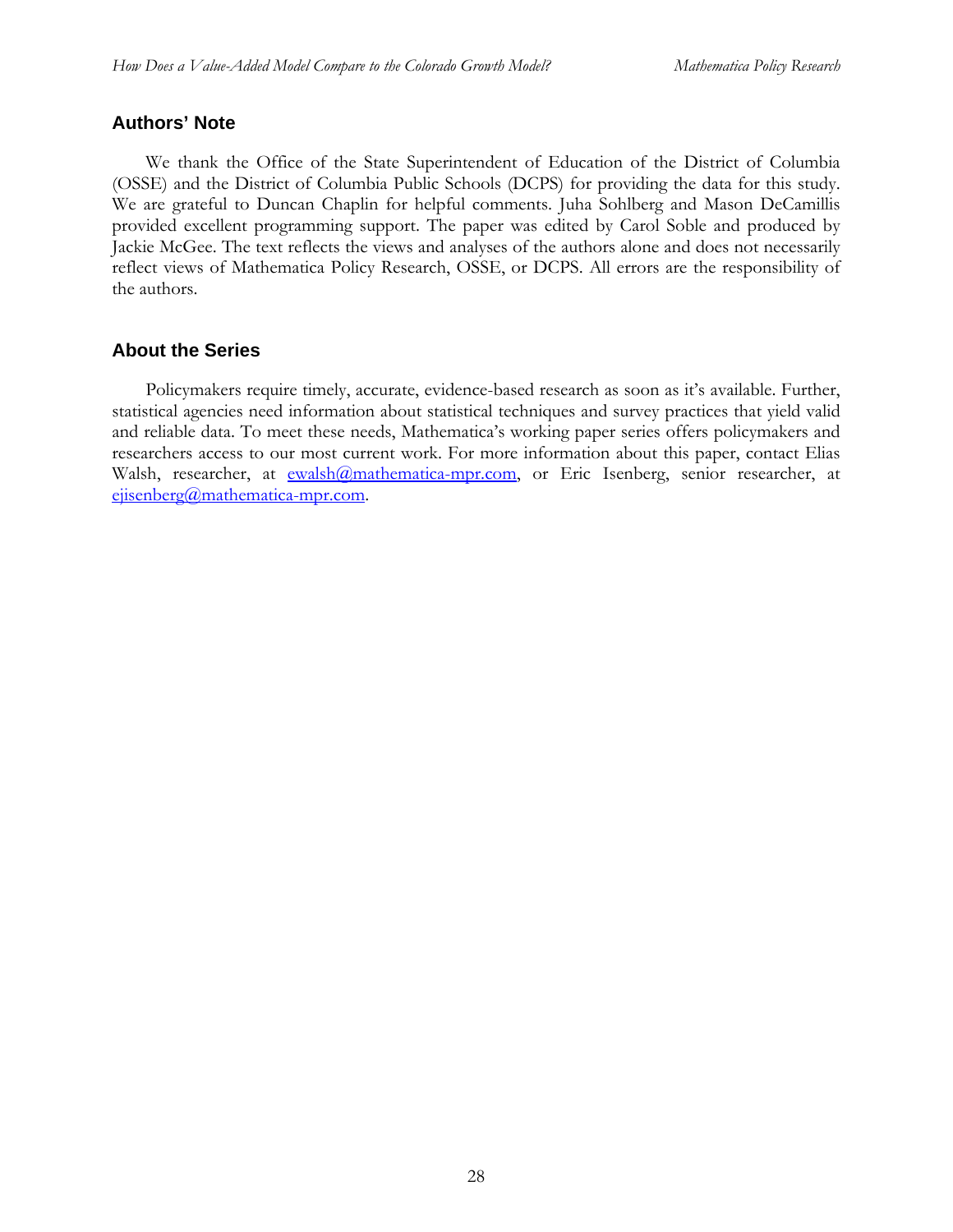## Authors' Note

We thank the Office of the State Superintendent of Education of the District of Columbia (OSSE) and the District of Columbia Public Schools (DCPS) for providing the data for this study. We are grateful to Duncan Chaplin for helpful comments. Juha Sohlberg and Mason DeCamillis provided excellent programming support. The paper was edited by Carol Soble and produced by Jackie McGee. The text reflects the views and analyses of the authors alone and does not necessarily reflect views of Mathematica Policy Research, OSSE, or DCPS. All errors are the responsibility of the authors.

## About the Series

Policymakers require timely, accurate, evidence-based research as soon as it's available. Further, statistical agencies need information about statistical techniques and survey practices that yield valid and reliable data. To meet these needs, Mathematica's working paper series offers policymakers and researchers access to our most current work. For more information about this paper, contact Elias Walsh, researcher, at ewalsh@mathematica-mpr.com, or Eric Isenberg, senior researcher, at eisenberg@mathematica-mpr.com.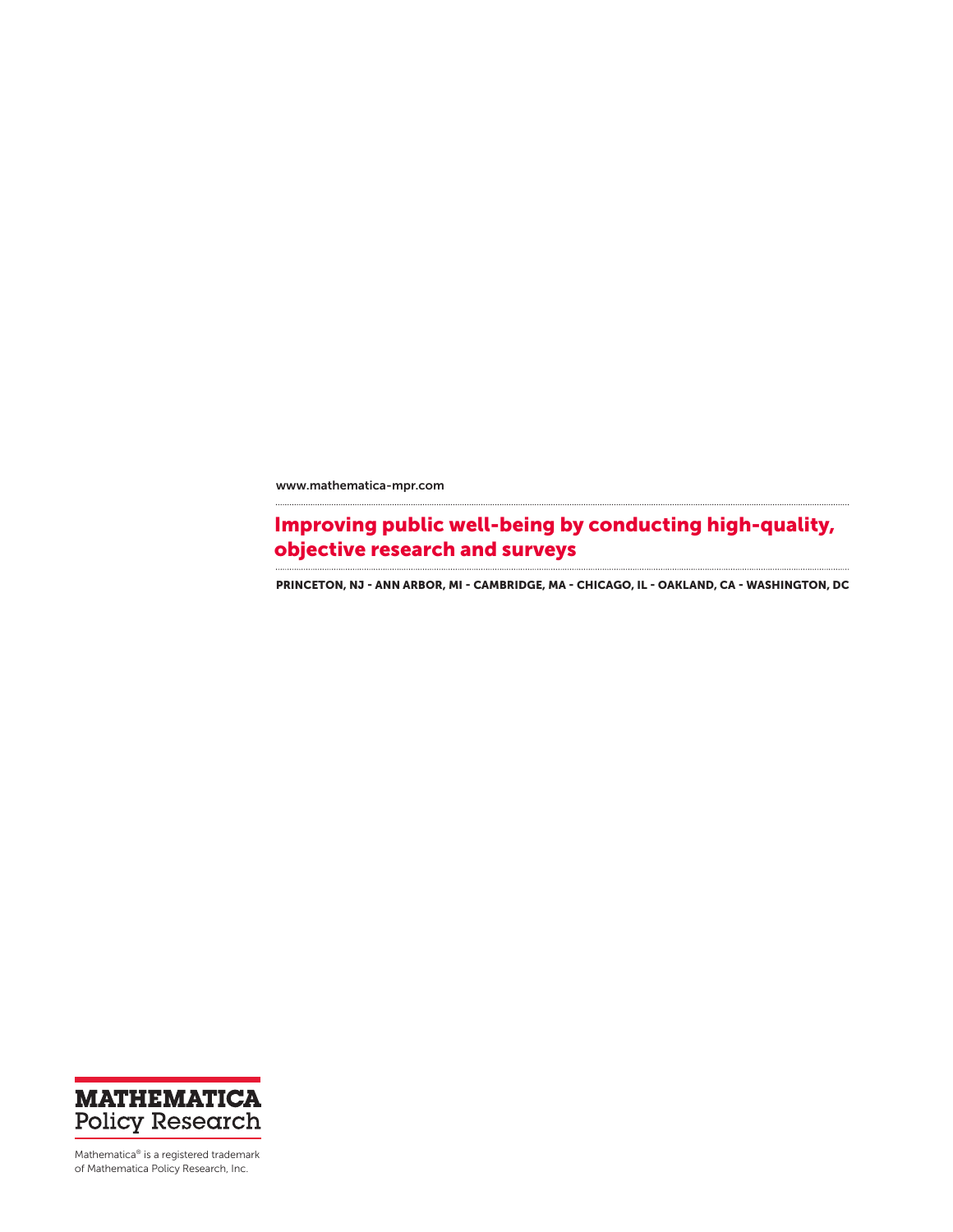www.mathematica-mpr.com

## Improving public well-being by conducting high-quality, objective research and surveys

PRINCETON, NJ - ANN ARBOR, MI - CAMBRIDGE, MA - CHICAGO, IL - OAKLAND, CA - WASHINGTON, DC

**MATHEMATICA**
Policy Research

Mathematica® is a registered trademark of Mathematica Policy Research, Inc.